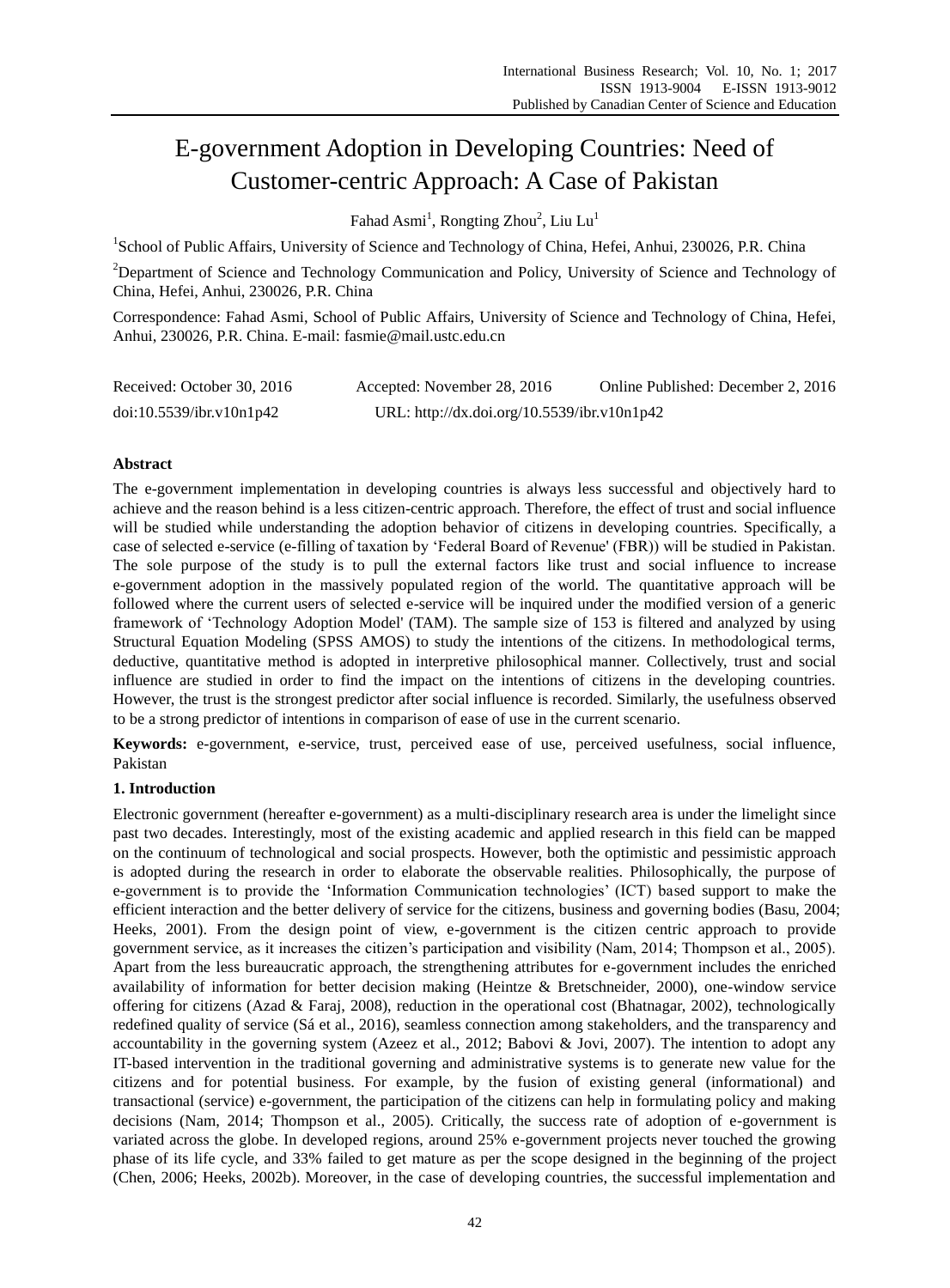# E-government Adoption in Developing Countries: Need of Customer-centric Approach: A Case of Pakistan

Fahad Asmi[1], Rongting Zhou[2], Liu Lu[1]

[1]School of Public Affairs, University of Science and Technology of China, Hefei, Anhui, 230026, P.R. China

[2]Department of Science and Technology Communication and Policy, University of Science and Technology of China, Hefei, Anhui, 230026, P.R. China

Correspondence: Fahad Asmi, School of Public Affairs, University of Science and Technology of China, Hefei, Anhui, 230026, P.R. China. E-mail: fasmie@mail.ustc.edu.cn

Received: October 30, 2016 Accepted: November 28, 2016 Online Published: December 2, 2016

doi:10.5539/ibr.v10n1p42 URL: http://dx.doi.org/10.5539/ibr.v10n1p42

## Abstract

The e-government implementation in developing countries is always less successful and objectively hard to achieve and the reason behind is a less citizen-centric approach. Therefore, the effect of trust and social influence will be studied while understanding the adoption behavior of citizens in developing countries. Specifically, a case of selected e-service (e-filling of taxation by 'Federal Board of Revenue' (FBR)) will be studied in Pakistan. The sole purpose of the study is to pull the external factors like trust and social influence to increase e-government adoption in the massively populated region of the world. The quantitative approach will be followed where the current users of selected e-service will be inquired under the modified version of a generic framework of 'Technology Adoption Model' (TAM). The sample size of 153 is filtered and analyzed by using Structural Equation Modeling (SPSS AMOS) to study the intentions of the citizens. In methodological terms, deductive, quantitative method is adopted in interpretive philosophical manner. Collectively, trust and social influence are studied in order to find the impact on the intentions of citizens in the developing countries. However, the trust is the strongest predictor after social influence is recorded. Similarly, the usefulness observed to be a strong predictor of intentions in comparison of ease of use in the current scenario.

**Keywords:** e-government, e-service, trust, perceived ease of use, perceived usefulness, social influence, Pakistan

## 1. Introduction

Electronic government (hereafter e-government) as a multi-disciplinary research area is under the limelight since past two decades. Interestingly, most of the existing academic and applied research in this field can be mapped on the continuum of technological and social prospects. However, both the optimistic and pessimistic approach is adopted during the research in order to elaborate the observable realities. Philosophically, the purpose of e-government is to provide the 'Information Communication technologies' (ICT) based support to make the efficient interaction and the better delivery of service for the citizens, business and governing bodies (Basu, 2004; Heeks, 2001). From the design point of view, e-government is the citizen centric approach to provide government service, as it increases the citizen's participation and visibility (Nam, 2014; Thompson et al., 2005). Apart from the less bureaucratic approach, the strengthening attributes for e-government includes the enriched availability of information for better decision making (Heintze & Bretschneider, 2000), one-window service offering for citizens (Azad & Faraj, 2008), reduction in the operational cost (Bhatnagar, 2002), technologically redefined quality of service (Sá et al., 2016), seamless connection among stakeholders, and the transparency and accountability in the governing system (Azeez et al., 2012; Babovi & Jovi, 2007). The intention to adopt any IT-based intervention in the traditional governing and administrative systems is to generate new value for the citizens and for potential business. For example, by the fusion of existing general (informational) and transactional (service) e-government, the participation of the citizens can help in formulating policy and making decisions (Nam, 2014; Thompson et al., 2005). Critically, the success rate of adoption of e-government is variated across the globe. In developed regions, around 25% e-government projects never touched the growing phase of its life cycle, and 33% failed to get mature as per the scope designed in the beginning of the project (Chen, 2006; Heeks, 2002b). Moreover, in the case of developing countries, the successful implementation and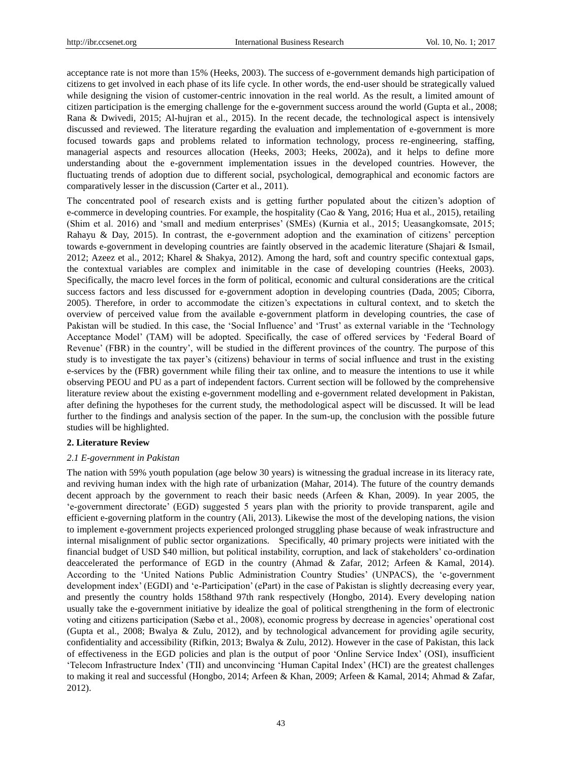acceptance rate is not more than 15% (Heeks, 2003). The success of e-government demands high participation of citizens to get involved in each phase of its life cycle. In other words, the end-user should be strategically valued while designing the vision of customer-centric innovation in the real world. As the result, a limited amount of citizen participation is the emerging challenge for the e-government success around the world (Gupta et al., 2008; Rana & Dwivedi, 2015; Al-hujran et al., 2015). In the recent decade, the technological aspect is intensively discussed and reviewed. The literature regarding the evaluation and implementation of e-government is more focused towards gaps and problems related to information technology, process re-engineering, staffing, managerial aspects and resources allocation (Heeks, 2003; Heeks, 2002a), and it helps to define more understanding about the e-government implementation issues in the developed countries. However, the fluctuating trends of adoption due to different social, psychological, demographical and economic factors are comparatively lesser in the discussion (Carter et al., 2011).

The concentrated pool of research exists and is getting further populated about the citizen's adoption of e-commerce in developing countries. For example, the hospitality (Cao & Yang, 2016; Hua et al., 2015), retailing (Shim et al. 2016) and 'small and medium enterprises' (SMEs) (Kurnia et al., 2015; Ueasangkomsate, 2015; Rahayu & Day, 2015). In contrast, the e-government adoption and the examination of citizens' perception towards e-government in developing countries are faintly observed in the academic literature (Shajari & Ismail, 2012; Azeez et al., 2012; Kharel & Shakya, 2012). Among the hard, soft and country specific contextual gaps, the contextual variables are complex and inimitable in the case of developing countries (Heeks, 2003). Specifically, the macro level forces in the form of political, economic and cultural considerations are the critical success factors and less discussed for e-government adoption in developing countries (Dada, 2005; Ciborra, 2005). Therefore, in order to accommodate the citizen's expectations in cultural context, and to sketch the overview of perceived value from the available e-government platform in developing countries, the case of Pakistan will be studied. In this case, the 'Social Influence' and 'Trust' as external variable in the 'Technology Acceptance Model' (TAM) will be adopted. Specifically, the case of offered services by 'Federal Board of Revenue' (FBR) in the country', will be studied in the different provinces of the country. The purpose of this study is to investigate the tax payer's (citizens) behaviour in terms of social influence and trust in the existing e-services by the (FBR) government while filing their tax online, and to measure the intentions to use it while observing PEOU and PU as a part of independent factors. Current section will be followed by the comprehensive literature review about the existing e-government modelling and e-government related development in Pakistan, after defining the hypotheses for the current study, the methodological aspect will be discussed. It will be lead further to the findings and analysis section of the paper. In the sum-up, the conclusion with the possible future studies will be highlighted.

## 2. Literature Review

### 2.1 E-government in Pakistan

The nation with 59% youth population (age below 30 years) is witnessing the gradual increase in its literacy rate, and reviving human index with the high rate of urbanization (Mahar, 2014). The future of the country demands decent approach by the government to reach their basic needs (Arfeen & Khan, 2009). In year 2005, the 'e-government directorate' (EGD) suggested 5 years plan with the priority to provide transparent, agile and efficient e-governing platform in the country (Ali, 2013). Likewise the most of the developing nations, the vision to implement e-government projects experienced prolonged struggling phase because of weak infrastructure and internal misalignment of public sector organizations. Specifically, 40 primary projects were initiated with the financial budget of USD $40 million, but political instability, corruption, and lack of stakeholders' co-ordination deaccelerated the performance of EGD in the country (Ahmad & Zafar, 2012; Arfeen & Kamal, 2014). According to the 'United Nations Public Administration Country Studies' (UNPACS), the 'e-government development index' (EGDI) and 'e-Participation' (ePart) in the case of Pakistan is slightly decreasing every year, and presently the country holds 158thand 97th rank respectively (Hongbo, 2014). Every developing nation usually take the e-government initiative by idealize the goal of political strengthening in the form of electronic voting and citizens participation (Sæbø et al., 2008), economic progress by decrease in agencies' operational cost (Gupta et al., 2008; Bwalya & Zulu, 2012), and by technological advancement for providing agile security, confidentiality and accessibility (Rifkin, 2013; Bwalya & Zulu, 2012). However in the case of Pakistan, this lack of effectiveness in the EGD policies and plan is the output of poor 'Online Service Index' (OSI), insufficient 'Telecom Infrastructure Index' (TII) and unconvincing 'Human Capital Index' (HCI) are the greatest challenges to making it real and successful (Hongbo, 2014; Arfeen & Khan, 2009; Arfeen & Kamal, 2014; Ahmad & Zafar, 2012).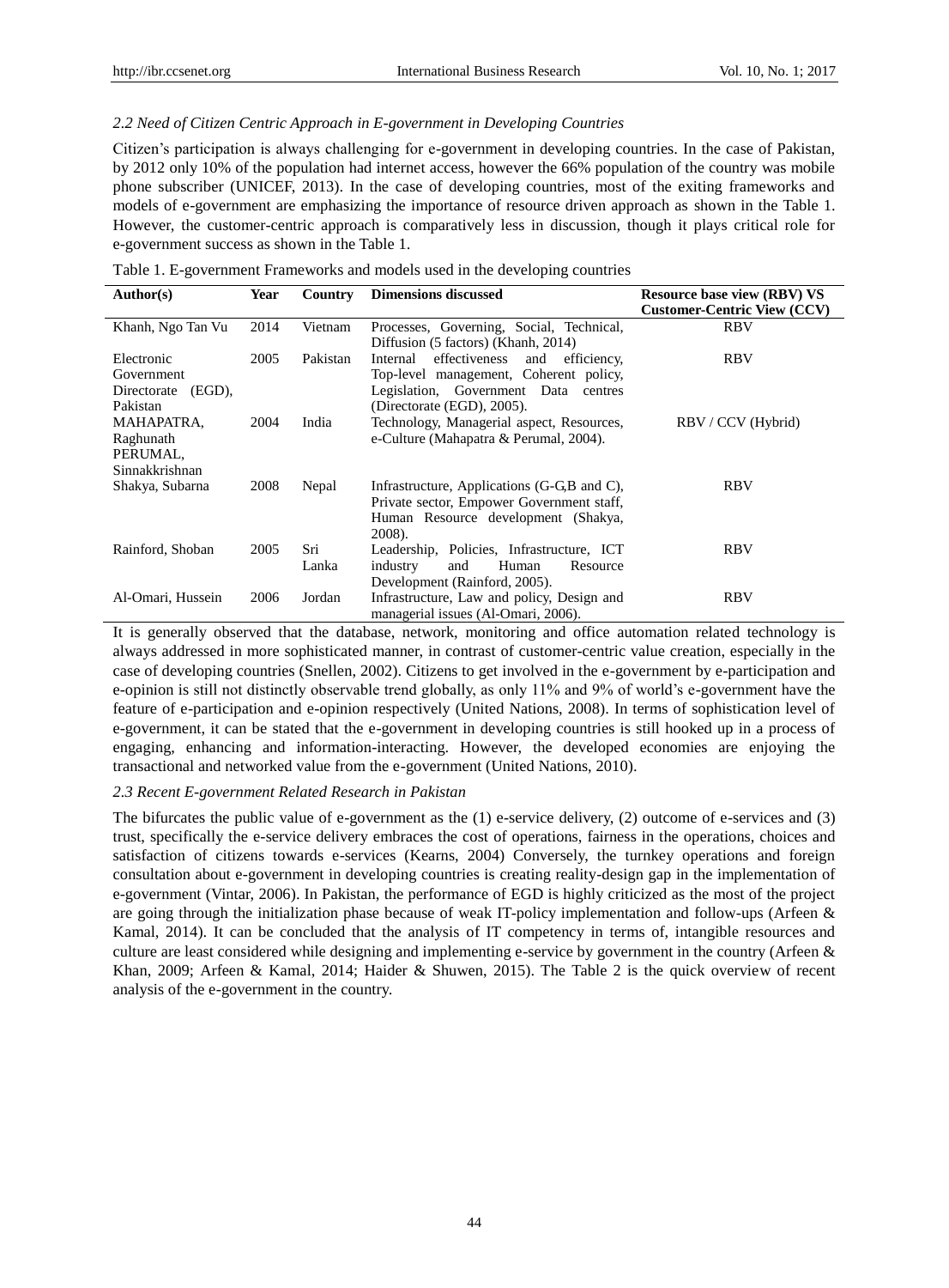### *2.2 Need of Citizen Centric Approach in E-government in Developing Countries*

Citizen's participation is always challenging for e-government in developing countries. In the case of Pakistan, by 2012 only 10% of the population had internet access, however the 66% population of the country was mobile phone subscriber (UNICEF, 2013). In the case of developing countries, most of the exiting frameworks and models of e-government are emphasizing the importance of resource driven approach as shown in the Table 1. However, the customer-centric approach is comparatively less in discussion, though it plays critical role for e-government success as shown in the Table 1.

Table 1. E-government Frameworks and models used in the developing countries

| Author(s) | Year | Country | Dimensions discussed | Resource base view (RBV) VS Customer-Centric View (CCV) |
|---|---|---|---|---|
| Khanh, Ngo Tan Vu | 2014 | Vietnam | Processes, Governing, Social, Technical, Diffusion (5 factors) (Khanh, 2014) | RBV |
| Electronic Government Directorate (EGD), Pakistan | 2005 | Pakistan | Internal effectiveness and efficiency, Top-level management, Coherent policy, Legislation, Government Data centres (Directorate (EGD), 2005). | RBV |
| MAHAPATRA, Raghunath PERUMAL, Sinnakkrishnan | 2004 | India | Technology, Managerial aspect, Resources, e-Culture (Mahapatra & Perumal, 2004). | RBV / CCV (Hybrid) |
| Shakya, Subarna | 2008 | Nepal | Infrastructure, Applications (G-G,B and C), Private sector, Empower Government staff, Human Resource development (Shakya, 2008). | RBV |
| Rainford, Shoban | 2005 | Sri Lanka | Leadership, Policies, Infrastructure, ICT industry and Human Resource Development (Rainford, 2005). | RBV |
| Al-Omari, Hussein | 2006 | Jordan | Infrastructure, Law and policy, Design and managerial issues (Al-Omari, 2006). | RBV |

It is generally observed that the database, network, monitoring and office automation related technology is always addressed in more sophisticated manner, in contrast of customer-centric value creation, especially in the case of developing countries (Snellen, 2002). Citizens to get involved in the e-government by e-participation and e-opinion is still not distinctly observable trend globally, as only 11% and 9% of world's e-government have the feature of e-participation and e-opinion respectively (United Nations, 2008). In terms of sophistication level of e-government, it can be stated that the e-government in developing countries is still hooked up in a process of engaging, enhancing and information-interacting. However, the developed economies are enjoying the transactional and networked value from the e-government (United Nations, 2010).

### *2.3 Recent E-government Related Research in Pakistan*

The bifurcates the public value of e-government as the (1) e-service delivery, (2) outcome of e-services and (3) trust, specifically the e-service delivery embraces the cost of operations, fairness in the operations, choices and satisfaction of citizens towards e-services (Kearns, 2004) Conversely, the turnkey operations and foreign consultation about e-government in developing countries is creating reality-design gap in the implementation of e-government (Vintar, 2006). In Pakistan, the performance of EGD is highly criticized as the most of the project are going through the initialization phase because of weak IT-policy implementation and follow-ups (Arfeen & Kamal, 2014). It can be concluded that the analysis of IT competency in terms of, intangible resources and culture are least considered while designing and implementing e-service by government in the country (Arfeen & Khan, 2009; Arfeen & Kamal, 2014; Haider & Shuwen, 2015). The Table 2 is the quick overview of recent analysis of the e-government in the country.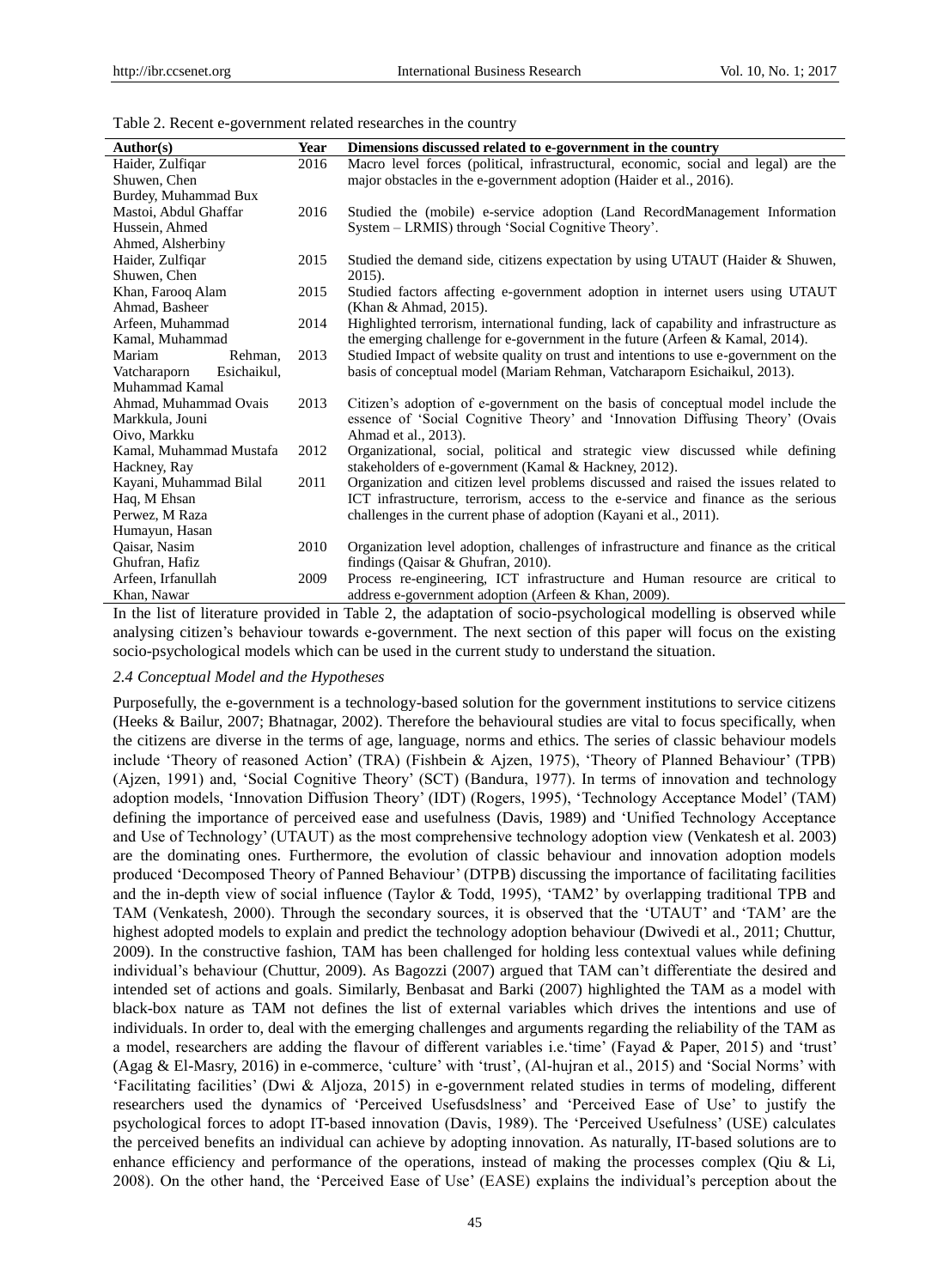Table 2. Recent e-government related researches in the country

| Author(s) | Year | Dimensions discussed related to e-government in the country |
|---|---|---|
| Haider, Zulfiqar<br>Shuwen, Chen<br>Burdey, Muhammad Bux | 2016 | Macro level forces (political, infrastructural, economic, social and legal) are the major obstacles in the e-government adoption (Haider et al., 2016). |
| Mastoi, Abdul Ghaffar<br>Hussein, Ahmed<br>Ahmed, Alsherbiny | 2016 | Studied the (mobile) e-service adoption (Land RecordManagement Information System – LRMIS) through 'Social Cognitive Theory'. |
| Haider, Zulfiqar<br>Shuwen, Chen | 2015 | Studied the demand side, citizens expectation by using UTAUT (Haider & Shuwen, 2015). |
| Khan, Farooq Alam<br>Ahmad, Basheer | 2015 | Studied factors affecting e-government adoption in internet users using UTAUT (Khan & Ahmad, 2015). |
| Arfeen, Muhammad<br>Kamal, Muhammad | 2014 | Highlighted terrorism, international funding, lack of capability and infrastructure as the emerging challenge for e-government in the future (Arfeen & Kamal, 2014). |
| Mariam Rehman,<br>Vatcharaporn Esichaikul,<br>Muhammad Kamal | 2013 | Studied Impact of website quality on trust and intentions to use e-government on the basis of conceptual model (Mariam Rehman, Vatcharaporn Esichaikul, 2013). |
| Ahmad, Muhammad Ovais<br>Markkula, Jouni<br>Oivo, Markku | 2013 | Citizen's adoption of e-government on the basis of conceptual model include the essence of 'Social Cognitive Theory' and 'Innovation Diffusing Theory' (Ovais Ahmad et al., 2013). |
| Kamal, Muhammad Mustafa<br>Hackney, Ray | 2012 | Organizational, social, political and strategic view discussed while defining stakeholders of e-government (Kamal & Hackney, 2012). |
| Kayani, Muhammad Bilal<br>Haq, M Ehsan<br>Perwez, M Raza<br>Humayun, Hasan | 2011 | Organization and citizen level problems discussed and raised the issues related to ICT infrastructure, terrorism, access to the e-service and finance as the serious challenges in the current phase of adoption (Kayani et al., 2011). |
| Qaisar, Nasim<br>Ghufran, Hafiz | 2010 | Organization level adoption, challenges of infrastructure and finance as the critical findings (Qaisar & Ghufran, 2010). |
| Arfeen, Irfanullah<br>Khan, Nawar | 2009 | Process re-engineering, ICT infrastructure and Human resource are critical to address e-government adoption (Arfeen & Khan, 2009). |

In the list of literature provided in Table 2, the adaptation of socio-psychological modelling is observed while analysing citizen's behaviour towards e-government. The next section of this paper will focus on the existing socio-psychological models which can be used in the current study to understand the situation.

### *2.4 Conceptual Model and the Hypotheses*

Purposefully, the e-government is a technology-based solution for the government institutions to service citizens (Heeks & Bailur, 2007; Bhatnagar, 2002). Therefore the behavioural studies are vital to focus specifically, when the citizens are diverse in the terms of age, language, norms and ethics. The series of classic behaviour models include 'Theory of reasoned Action' (TRA) (Fishbein & Ajzen, 1975), 'Theory of Planned Behaviour' (TPB) (Ajzen, 1991) and, 'Social Cognitive Theory' (SCT) (Bandura, 1977). In terms of innovation and technology adoption models, 'Innovation Diffusion Theory' (IDT) (Rogers, 1995), 'Technology Acceptance Model' (TAM) defining the importance of perceived ease and usefulness (Davis, 1989) and 'Unified Technology Acceptance and Use of Technology' (UTAUT) as the most comprehensive technology adoption view (Venkatesh et al. 2003) are the dominating ones. Furthermore, the evolution of classic behaviour and innovation adoption models produced 'Decomposed Theory of Panned Behaviour' (DTPB) discussing the importance of facilitating facilities and the in-depth view of social influence (Taylor & Todd, 1995), 'TAM2' by overlapping traditional TPB and TAM (Venkatesh, 2000). Through the secondary sources, it is observed that the 'UTAUT' and 'TAM' are the highest adopted models to explain and predict the technology adoption behaviour (Dwivedi et al., 2011; Chuttur, 2009). In the constructive fashion, TAM has been challenged for holding less contextual values while defining individual's behaviour (Chuttur, 2009). As Bagozzi (2007) argued that TAM can't differentiate the desired and intended set of actions and goals. Similarly, Benbasat and Barki (2007) highlighted the TAM as a model with black-box nature as TAM not defines the list of external variables which drives the intentions and use of individuals. In order to, deal with the emerging challenges and arguments regarding the reliability of the TAM as a model, researchers are adding the flavour of different variables i.e.'time' (Fayad & Paper, 2015) and 'trust' (Agag & El-Masry, 2016) in e-commerce, 'culture' with 'trust', (Al-hujran et al., 2015) and 'Social Norms' with 'Facilitating facilities' (Dwi & Aljoza, 2015) in e-government related studies in terms of modeling, different researchers used the dynamics of 'Perceived Usefusdslness' and 'Perceived Ease of Use' to justify the psychological forces to adopt IT-based innovation (Davis, 1989). The 'Perceived Usefulness' (USE) calculates the perceived benefits an individual can achieve by adopting innovation. As naturally, IT-based solutions are to enhance efficiency and performance of the operations, instead of making the processes complex (Qiu & Li, 2008). On the other hand, the 'Perceived Ease of Use' (EASE) explains the individual's perception about the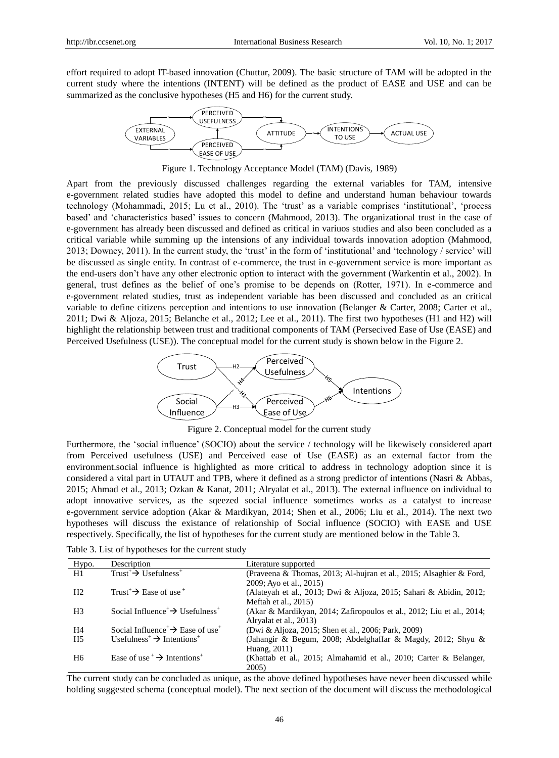effort required to adopt IT-based innovation (Chuttur, 2009). The basic structure of TAM will be adopted in the current study where the intentions (INTENT) will be defined as the product of EASE and USE and can be summarized as the conclusive hypotheses (H5 and H6) for the current study.

Figure 1. Technology Acceptance Model (TAM) (Davis, 1989)

Apart from the previously discussed challenges regarding the external variables for TAM, intensive e-government related studies have adopted this model to define and understand human behaviour towards technology (Mohammadi, 2015; Lu et al., 2010). The 'trust' as a variable comprises 'institutional', 'process based' and 'characteristics based' issues to concern (Mahmood, 2013). The organizational trust in the case of e-government has already been discussed and defined as critical in variuos studies and also been concluded as a critical variable while summing up the intensions of any individual towards innovation adoption (Mahmood, 2013; Downey, 2011). In the current study, the 'trust' in the form of 'institutional' and 'technology / service' will be discussed as single entity. In contrast of e-commerce, the trust in e-government service is more important as the end-users don't have any other electronic option to interact with the government (Warkentin et al., 2002). In general, trust defines as the belief of one's promise to be depends on (Rotter, 1971). In e-commerce and e-government related studies, trust as independent variable has been discussed and concluded as an critical variable to define citizens perception and intentions to use innovation (Belanger & Carter, 2008; Carter et al., 2011; Dwi & Aljoza, 2015; Belanche et al., 2012; Lee et al., 2011). The first two hypotheses (H1 and H2) will highlight the relationship between trust and traditional components of TAM (Persecived Ease of Use (EASE) and Perceived Usefulness (USE)). The conceptual model for the current study is shown below in the Figure 2.

Figure 2. Conceptual model for the current study

Furthermore, the 'social influence' (SOCIO) about the service / technology will be likewisely considered apart from Perceived usefulness (USE) and Perceived ease of Use (EASE) as an external factor from the environment.social influence is highlighted as more critical to address in technology adoption since it is considered a vital part in UTAUT and TPB, where it defined as a strong predictor of intentions (Nasri & Abbas, 2015; Ahmad et al., 2013; Ozkan & Kanat, 2011; Alryalat et al., 2013). The external influence on individual to adopt innovative services, as the sqeezed social influence sometimes works as a catalyst to increase e-government service adoption (Akar & Mardikyan, 2014; Shen et al., 2006; Liu et al., 2014). The next two hypotheses will discuss the existance of relationship of Social influence (SOCIO) with EASE and USE respectively. Specifically, the list of hypotheses for the current study are mentioned below in the Table 3.

Table 3. List of hypotheses for the current study

| Hypo. | Description | Literature supported |
|---|---|---|
| H1 | Trust$^+$ → Usefulness$^+$ | (Praveena & Thomas, 2013; Al-hujran et al., 2015; Alsaghier & Ford, 2009; Ayo et al., 2015) |
| H2 | Trust$^+$ → Ease of use$^+$ | (Alateyah et al., 2013; Dwi & Aljoza, 2015; Sahari & Abidin, 2012; Meftah et al., 2015) |
| H3 | Social Influence$^+$ → Usefulness$^+$ | (Akar & Mardikyan, 2014; Zafiropoulos et al., 2012; Liu et al., 2014; Alryalat et al., 2013) |
| H4 | Social Influence$^+$ → Ease of use$^+$ | (Dwi & Aljoza, 2015; Shen et al., 2006; Park, 2009) |
| H5 | Usefulness$^+$ → Intentions$^+$ | (Jahangir & Begum, 2008; Abdelghaffar & Magdy, 2012; Shyu & Huang, 2011) |
| H6 | Ease of use$^+$ → Intentions$^+$ | (Khattab et al., 2015; Almahamid et al., 2010; Carter & Belanger, 2005) |

The current study can be concluded as unique, as the above defined hypotheses have never been discussed while holding suggested schema (conceptual model). The next section of the document will discuss the methodological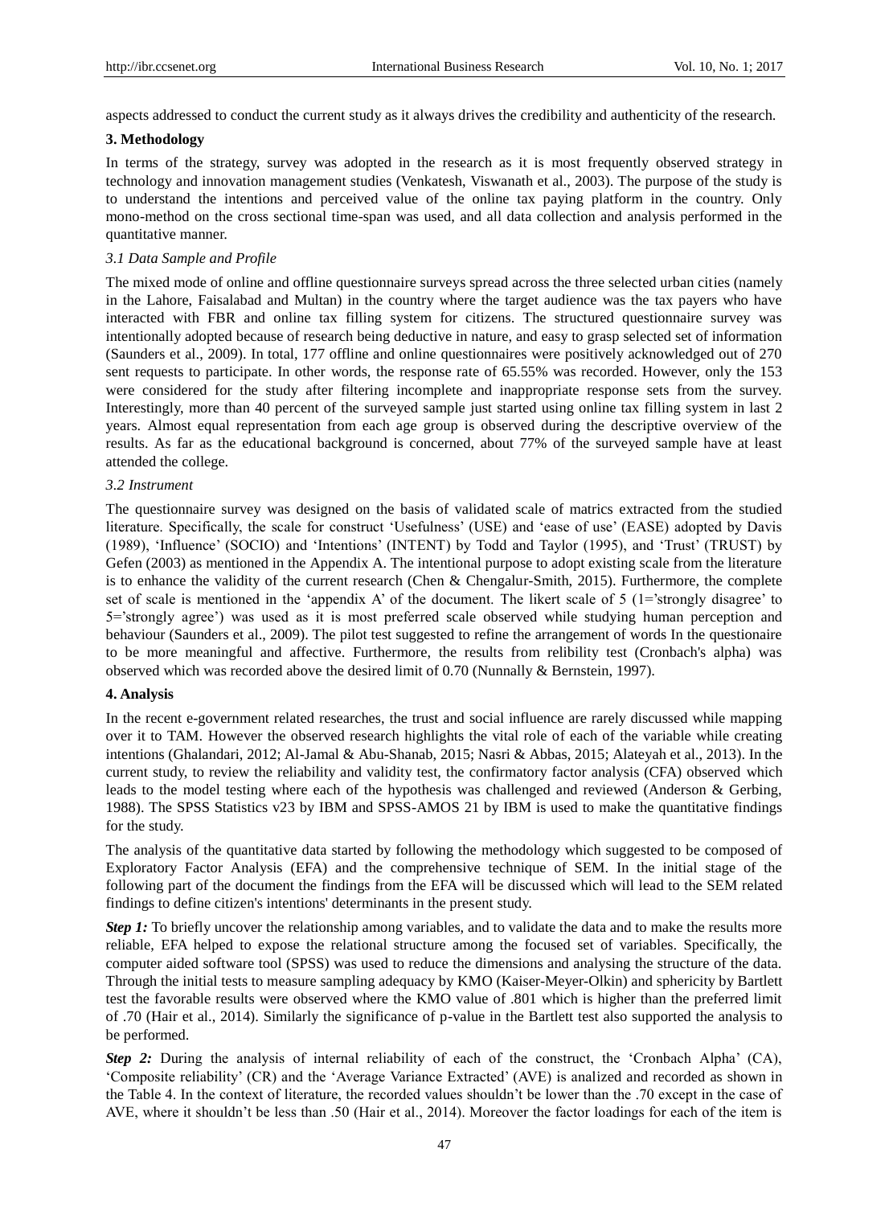aspects addressed to conduct the current study as it always drives the credibility and authenticity of the research.

## 3. Methodology

In terms of the strategy, survey was adopted in the research as it is most frequently observed strategy in technology and innovation management studies (Venkatesh, Viswanath et al., 2003). The purpose of the study is to understand the intentions and perceived value of the online tax paying platform in the country. Only mono-method on the cross sectional time-span was used, and all data collection and analysis performed in the quantitative manner.

### *3.1 Data Sample and Profile*

The mixed mode of online and offline questionnaire surveys spread across the three selected urban cities (namely in the Lahore, Faisalabad and Multan) in the country where the target audience was the tax payers who have interacted with FBR and online tax filling system for citizens. The structured questionnaire survey was intentionally adopted because of research being deductive in nature, and easy to grasp selected set of information (Saunders et al., 2009). In total, 177 offline and online questionnaires were positively acknowledged out of 270 sent requests to participate. In other words, the response rate of 65.55% was recorded. However, only the 153 were considered for the study after filtering incomplete and inappropriate response sets from the survey. Interestingly, more than 40 percent of the surveyed sample just started using online tax filling system in last 2 years. Almost equal representation from each age group is observed during the descriptive overview of the results. As far as the educational background is concerned, about 77% of the surveyed sample have at least attended the college.

### *3.2 Instrument*

The questionnaire survey was designed on the basis of validated scale of matrics extracted from the studied literature. Specifically, the scale for construct 'Usefulness' (USE) and 'ease of use' (EASE) adopted by Davis (1989), 'Influence' (SOCIO) and 'Intentions' (INTENT) by Todd and Taylor (1995), and 'Trust' (TRUST) by Gefen (2003) as mentioned in the Appendix A. The intentional purpose to adopt existing scale from the literature is to enhance the validity of the current research (Chen & Chengalur-Smith, 2015). Furthermore, the complete set of scale is mentioned in the 'appendix A' of the document. The likert scale of 5 (1='strongly disagree' to 5='strongly agree') was used as it is most preferred scale observed while studying human perception and behaviour (Saunders et al., 2009). The pilot test suggested to refine the arrangement of words In the questionnaire to be more meaningful and affective. Furthermore, the results from relibility test (Cronbach's alpha) was observed which was recorded above the desired limit of 0.70 (Nunnally & Bernstein, 1997).

## 4. Analysis

In the recent e-government related researches, the trust and social influence are rarely discussed while mapping over it to TAM. However the observed research highlights the vital role of each of the variable while creating intentions (Ghalandari, 2012; Al-Jamal & Abu-Shanab, 2015; Nasri & Abbas, 2015; Alateyah et al., 2013). In the current study, to review the reliability and validity test, the confirmatory factor analysis (CFA) observed which leads to the model testing where each of the hypothesis was challenged and reviewed (Anderson & Gerbing, 1988). The SPSS Statistics v23 by IBM and SPSS-AMOS 21 by IBM is used to make the quantitative findings for the study.

The analysis of the quantitative data started by following the methodology which suggested to be composed of Exploratory Factor Analysis (EFA) and the comprehensive technique of SEM. In the initial stage of the following part of the document the findings from the EFA will be discussed which will lead to the SEM related findings to define citizen's intentions' determinants in the present study.

***Step 1:*** To briefly uncover the relationship among variables, and to validate the data and to make the results more reliable, EFA helped to expose the relational structure among the focused set of variables. Specifically, the computer aided software tool (SPSS) was used to reduce the dimensions and analysing the structure of the data. Through the initial tests to measure sampling adequacy by KMO (Kaiser-Meyer-Olkin) and sphericity by Bartlett test the favorable results were observed where the KMO value of .801 which is higher than the preferred limit of .70 (Hair et al., 2014). Similarly the significance of p-value in the Bartlett test also supported the analysis to be performed.

***Step 2:*** During the analysis of internal reliability of each of the construct, the 'Cronbach Alpha' (CA), 'Composite reliability' (CR) and the 'Average Variance Extracted' (AVE) is analized and recorded as shown in the Table 4. In the context of literature, the recorded values shouldn't be lower than the .70 except in the case of AVE, where it shouldn't be less than .50 (Hair et al., 2014). Moreover the factor loadings for each of the item is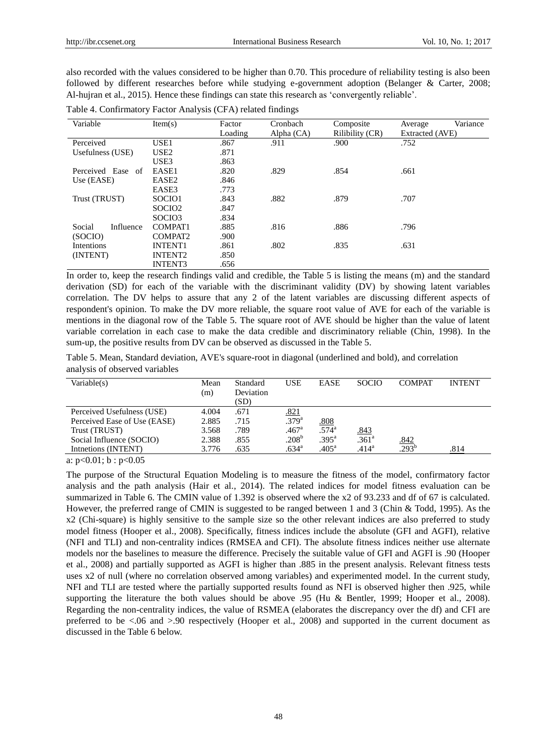also recorded with the values considered to be higher than 0.70. This procedure of reliability testing is also been followed by different researches before while studying e-government adoption (Belanger & Carter, 2008; Al-hujran et al., 2015). Hence these findings can state this research as 'convergently reliable'.

Table 4. Confirmatory Factor Analysis (CFA) related findings

| Variable | Item(s) | Factor Loading | Cronbach Alpha (CA) | Composite Rilibility (CR) | Average Variance Extracted (AVE) |
|---|---|---|---|---|---|
| Perceived Usefulness (USE) | USE1 | .867 | .911 | .900 | .752 |
| | USE2 | .871 | | | |
| | USE3 | .863 | | | |
| Perceived Ease of Use (EASE) | EASE1 | .820 | .829 | .854 | .661 |
| | EASE2 | .846 | | | |
| | EASE3 | .773 | | | |
| Trust (TRUST) | SOCIO1 | .843 | .882 | .879 | .707 |
| | SOCIO2 | .847 | | | |
| | SOCIO3 | .834 | | | |
| Social Influence (SOCIO) | COMPAT1 | .885 | .816 | .886 | .796 |
| | COMPAT2 | .900 | | | |
| Intentions (INTENT) | INTENT1 | .861 | .802 | .835 | .631 |
| | INTENT2 | .850 | | | |
| | INTENT3 | .656 | | | |

In order to, keep the research findings valid and credible, the Table 5 is listing the means (m) and the standard derivation (SD) for each of the variable with the discriminant validity (DV) by showing latent variables correlation. The DV helps to assure that any 2 of the latent variables are discussing different aspects of respondent's opinion. To make the DV more reliable, the square root value of AVE for each of the variable is mentions in the diagonal row of the Table 5. The square root of AVE should be higher than the value of latent variable correlation in each case to make the data credible and discriminatory reliable (Chin, 1998). In the sum-up, the positive results from DV can be observed as discussed in the Table 5.

Table 5. Mean, Standard deviation, AVE's square-root in diagonal (underlined and bold), and correlation analysis of observed variables

| Variable(s) | Mean (m) | Standard Deviation (SD) | USE | EASE | SOCIO | COMPAT | INTENT |
|---|---|---|---|---|---|---|---|
| Perceived Usefulness (USE) | 4.004 | .671 | **.821** | | | | |
| Perceived Ease of Use (EASE) | 2.885 | .715 | .379[a] | **.808** | | | |
| Trust (TRUST) | 3.568 | .789 | .467[a] | .574[a] | **.843** | | |
| Social Influence (SOCIO) | 2.388 | .855 | .208[b] | .395[a] | .361[a] | **.842** | |
| Intnetions (INTENT) | 3.776 | .635 | .634[a] | .405[a] | .414[a] | .293[b] | **.814** |

a: $p<0.01$; b : $p<0.05$

The purpose of the Structural Equation Modeling is to measure the fitness of the model, confirmatory factor analysis and the path analysis (Hair et al., 2014). The related indices for model fitness evaluation can be summarized in Table 6. The CMIN value of 1.392 is observed where the x2 of 93.233 and df of 67 is calculated. However, the preferred range of CMIN is suggested to be ranged between 1 and 3 (Chin & Todd, 1995). As the x2 (Chi-square) is highly sensitive to the sample size so the other relevant indices are also preferred to study model fitness (Hooper et al., 2008). Specifically, fitness indices include the absolute (GFI and AGFI), relative (NFI and TLI) and non-centrality indices (RMSEA and CFI). The absolute fitness indices neither use alternate models nor the baselines to measure the difference. Precisely the suitable value of GFI and AGFI is .90 (Hooper et al., 2008) and partially supported as AGFI is higher than .885 in the present analysis. Relevant fitness tests uses x2 of null (where no correlation observed among variables) and experimented model. In the current study, NFI and TLI are tested where the partially supported results found as NFI is observed higher then .925, while supporting the literature the both values should be above .95 (Hu & Bentler, 1999; Hooper et al., 2008). Regarding the non-centrality indices, the value of RSMEA (elaborates the discrepancy over the df) and CFI are preferred to be <.06 and >.90 respectively (Hooper et al., 2008) and supported in the current document as discussed in the Table 6 below.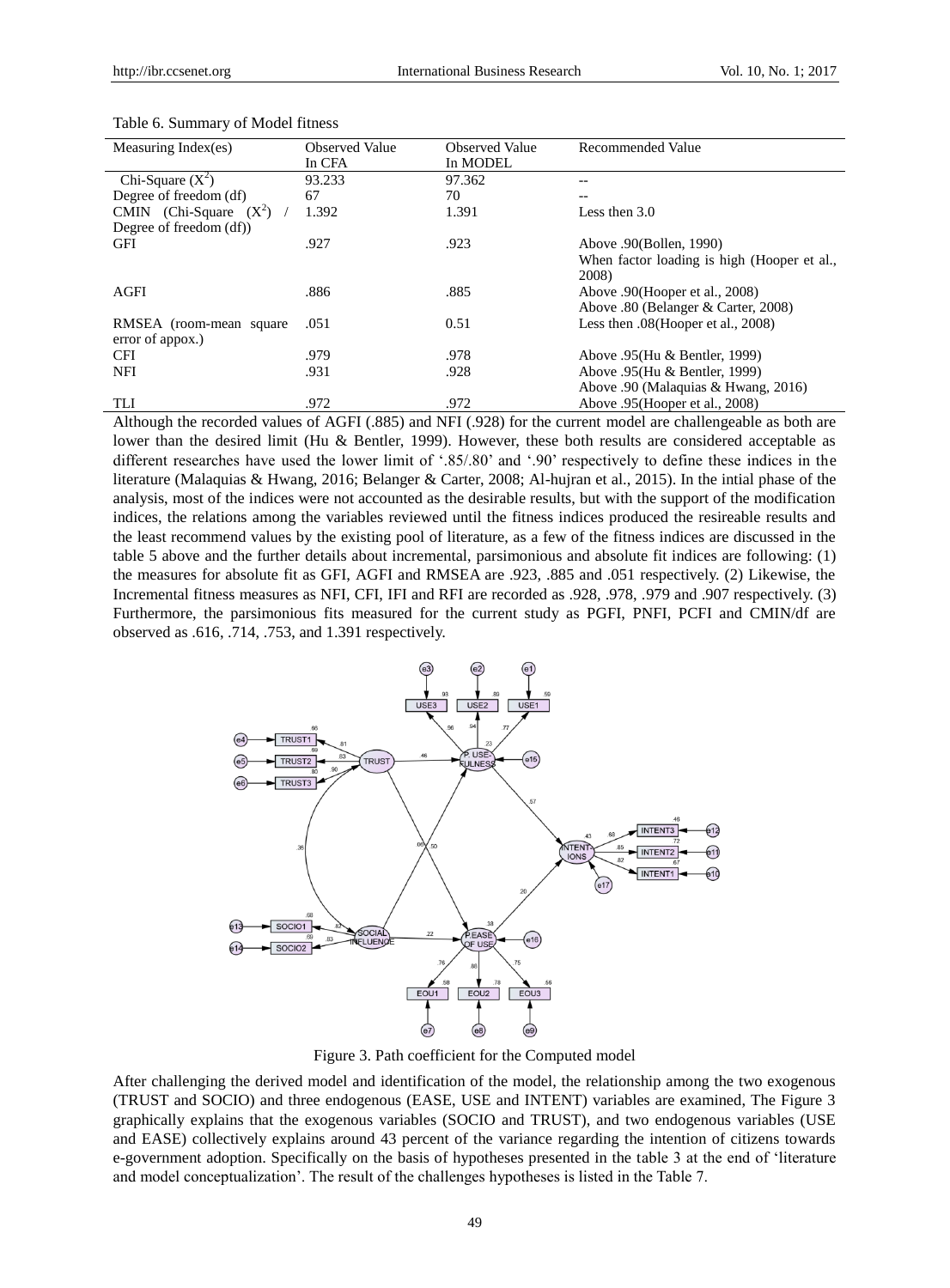Table 6. Summary of Model fitness

| Measuring Index(es) | Observed Value In CFA | Observed Value In MODEL | Recommended Value |
|---|---|---|---|
| Chi-Square ($X^2$) | 93.233 | 97.362 | -- |
| Degree of freedom (df) | 67 | 70 | -- |
| CMIN (Chi-Square ($X^2$) / Degree of freedom (df)) | 1.392 | 1.391 | Less then 3.0 |
| GFI | .927 | .923 | Above .90(Bollen, 1990) When factor loading is high (Hooper et al., 2008) |
| AGFI | .886 | .885 | Above .90(Hooper et al., 2008) Above .80 (Belanger & Carter, 2008) |
| RMSEA (room-mean square error of appox.) | .051 | 0.51 | Less then .08(Hooper et al., 2008) |
| CFI | .979 | .978 | Above .95(Hu & Bentler, 1999) |
| NFI | .931 | .928 | Above .95(Hu & Bentler, 1999) Above .90 (Malaquias & Hwang, 2016) |
| TLI | .972 | .972 | Above .95(Hooper et al., 2008) |

Although the recorded values of AGFI (.885) and NFI (.928) for the current model are challengeable as both are lower than the desired limit (Hu & Bentler, 1999). However, these both results are considered acceptable as different researches have used the lower limit of '.85/.80' and '.90' respectively to define these indices in the literature (Malaquias & Hwang, 2016; Belanger & Carter, 2008; Al-hujran et al., 2015). In the intial phase of the analysis, most of the indices were not accounted as the desirable results, but with the support of the modification indices, the relations among the variables reviewed until the fitness indices produced the resireable results and the least recommend values by the existing pool of literature, as a few of the fitness indices are discussed in the table 5 above and the further details about incremental, parsimonious and absolute fit indices are following: (1) the measures for absolute fit as GFI, AGFI and RMSEA are .923, .885 and .051 respectively. (2) Likewise, the Incremental fitness measures as NFI, CFI, IFI and RFI are recorded as .928, .978, .979 and .907 respectively. (3) Furthermore, the parsimonious fits measured for the current study as PGFI, PNFI, PCFI and CMIN/df are observed as .616, .714, .753, and 1.391 respectively.

Figure 3. Path coefficient for the Computed model

After challenging the derived model and identification of the model, the relationship among the two exogenous (TRUST and SOCIO) and three endogenous (EASE, USE and INTENT) variables are examined, The Figure 3 graphically explains that the exogenous variables (SOCIO and TRUST), and two endogenous variables (USE and EASE) collectively explains around 43 percent of the variance regarding the intention of citizens towards e-government adoption. Specifically on the basis of hypotheses presented in the table 3 at the end of 'literature and model conceptualization'. The result of the challenges hypotheses is listed in the Table 7.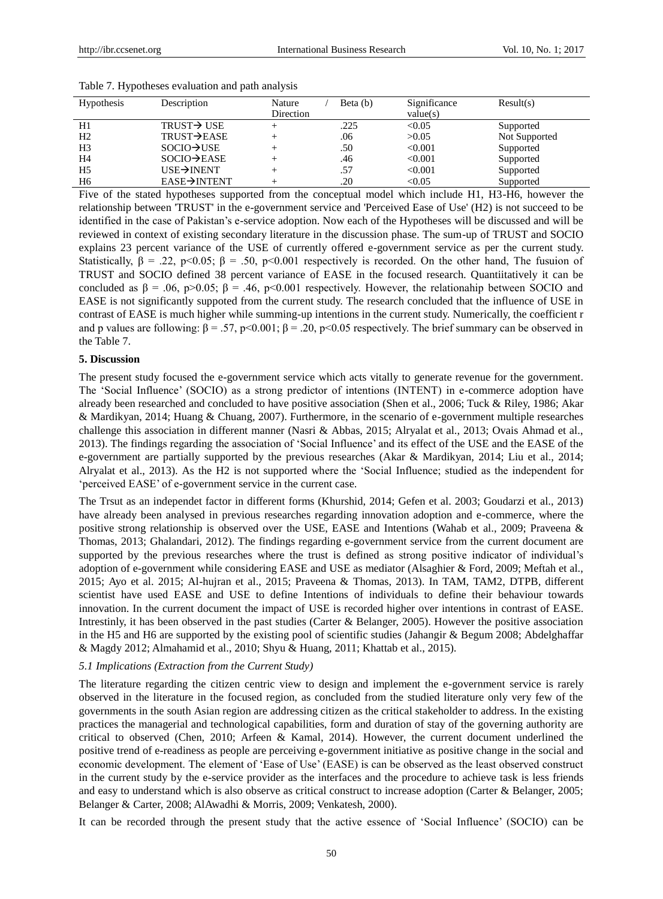Table 7. Hypotheses evaluation and path analysis

| Hypothesis | Description | Nature / Direction | Beta (b) | Significance value(s) | Result(s) |
|---|---|---|---|---|---|
| H1 | TRUST→ USE | + | .225 | <0.05 | Supported |
| H2 | TRUST→EASE | + | .06 | >0.05 | Not Supported |
| H3 | SOCIO→USE | + | .50 | <0.001 | Supported |
| H4 | SOCIO→EASE | + | .46 | <0.001 | Supported |
| H5 | USE→INENT | + | .57 | <0.001 | Supported |
| H6 | EASE→INTENT | + | .20 | <0.05 | Supported |

Five of the stated hypotheses supported from the conceptual model which include H1, H3-H6, however the relationship between 'TRUST' in the e-government service and 'Perceived Ease of Use' (H2) is not succeed to be identified in the case of Pakistan's e-service adoption. Now each of the Hypotheses will be discussed and will be reviewed in context of existing secondary literature in the discussion phase. The sum-up of TRUST and SOCIO explains 23 percent variance of the USE of currently offered e-government service as per the current study. Statistically, $\beta = .22$, $p<0.05$; $\beta = .50$, $p<0.001$ respectively is recorded. On the other hand, The fusuion of TRUST and SOCIO defined 38 percent variance of EASE in the focused research. Quantiitatively it can be concluded as $\beta = .06$, $p>0.05$; $\beta = .46$, $p<0.001$ respectively. However, the relationahip between SOCIO and EASE is not significantly suppoted from the current study. The research concluded that the influence of USE in contrast of EASE is much higher while summing-up intentions in the current study. Numerically, the coefficient r and p values are following: $\beta = .57$, $p<0.001$; $\beta = .20$, $p<0.05$ respectively. The brief summary can be observed in the Table 7.

## 5. Discussion

The present study focused the e-government service which acts vitally to generate revenue for the government. The 'Social Influence' (SOCIO) as a strong predictor of intentions (INTENT) in e-commerce adoption have already been researched and concluded to have positive association (Shen et al., 2006; Tuck & Riley, 1986; Akar & Mardikyan, 2014; Huang & Chuang, 2007). Furthermore, in the scenario of e-government multiple researches challenge this association in different manner (Nasri & Abbas, 2015; Alryalat et al., 2013; Ovais Ahmad et al., 2013). The findings regarding the association of 'Social Influence' and its effect of the USE and the EASE of the e-government are partially supported by the previous researches (Akar & Mardikyan, 2014; Liu et al., 2014; Alryalat et al., 2013). As the H2 is not supported where the 'Social Influence; studied as the independent for 'perceived EASE' of e-government service in the current case.

The Trsut as an independet factor in different forms (Khurshid, 2014; Gefen et al. 2003; Goudarzi et al., 2013) have already been analysed in previous researches regarding innovation adoption and e-commerce, where the positive strong relationship is observed over the USE, EASE and Intentions (Wahab et al., 2009; Praveena & Thomas, 2013; Ghalandari, 2012). The findings regarding e-government service from the current document are supported by the previous researches where the trust is defined as strong positive indicator of individual's adoption of e-government while considering EASE and USE as mediator (Alsaghier & Ford, 2009; Meftah et al., 2015; Ayo et al. 2015; Al-hujran et al., 2015; Praveena & Thomas, 2013). In TAM, TAM2, DTPB, different scientist have used EASE and USE to define Intentions of individuals to define their behaviour towards innovation. In the current document the impact of USE is recorded higher over intentions in contrast of EASE. Intrestinly, it has been observed in the past studies (Carter & Belanger, 2005). However the positive association in the H5 and H6 are supported by the existing pool of scientific studies (Jahangir & Begum 2008; Abdelghaffar & Magdy 2012; Almahamid et al., 2010; Shyu & Huang, 2011; Khattab et al., 2015).

### *5.1 Implications (Extraction from the Current Study)*

The literature regarding the citizen centric view to design and implement the e-government service is rarely observed in the literature in the focused region, as concluded from the studied literature only very few of the governments in the south Asian region are addressing citizen as the critical stakeholder to address. In the existing practices the managerial and technological capabilities, form and duration of stay of the governing authority are critical to observed (Chen, 2010; Arfeen & Kamal, 2014). However, the current document underlined the positive trend of e-readiness as people are perceiving e-government initiative as positive change in the social and economic development. The element of 'Ease of Use' (EASE) is can be observed as the least observed construct in the current study by the e-service provider as the interfaces and the procedure to achieve task is less friends and easy to understand which is also observe as critical construct to increase adoption (Carter & Belanger, 2005; Belanger & Carter, 2008; AlAwadhi & Morris, 2009; Venkatesh, 2000).

It can be recorded through the present study that the active essence of 'Social Influence' (SOCIO) can be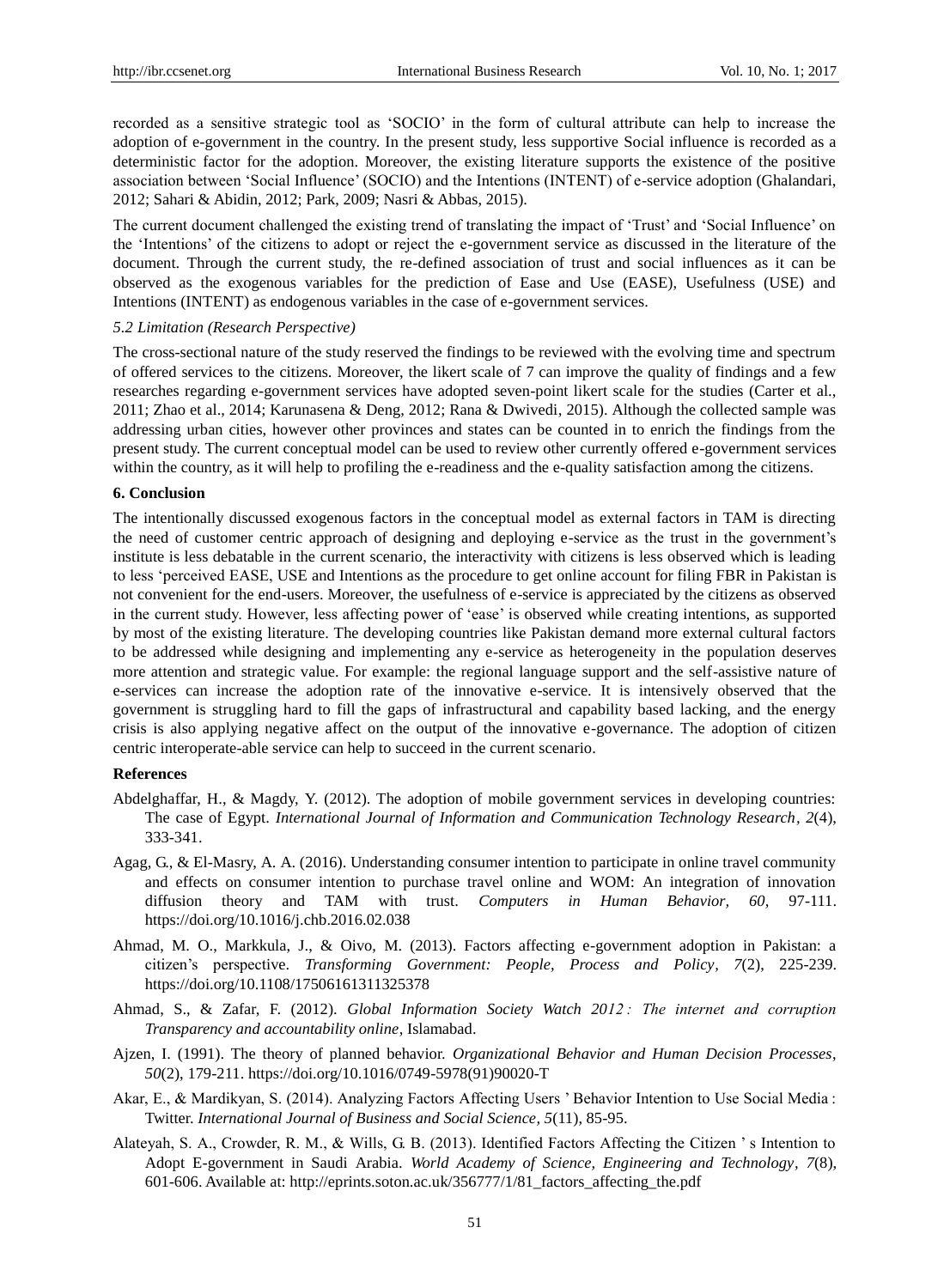recorded as a sensitive strategic tool as 'SOCIO' in the form of cultural attribute can help to increase the adoption of e-government in the country. In the present study, less supportive Social influence is recorded as a deterministic factor for the adoption. Moreover, the existing literature supports the existence of the positive association between 'Social Influence' (SOCIO) and the Intentions (INTENT) of e-service adoption (Ghalandari, 2012; Sahari & Abidin, 2012; Park, 2009; Nasri & Abbas, 2015).

The current document challenged the existing trend of translating the impact of 'Trust' and 'Social Influence' on the 'Intentions' of the citizens to adopt or reject the e-government service as discussed in the literature of the document. Through the current study, the re-defined association of trust and social influences as it can be observed as the exogenous variables for the prediction of Ease and Use (EASE), Usefulness (USE) and Intentions (INTENT) as endogenous variables in the case of e-government services.

*5.2 Limitation (Research Perspective)*

The cross-sectional nature of the study reserved the findings to be reviewed with the evolving time and spectrum of offered services to the citizens. Moreover, the likert scale of 7 can improve the quality of findings and a few researches regarding e-government services have adopted seven-point likert scale for the studies (Carter et al., 2011; Zhao et al., 2014; Karunasena & Deng, 2012; Rana & Dwivedi, 2015). Although the collected sample was addressing urban cities, however other provinces and states can be counted in to enrich the findings from the present study. The current conceptual model can be used to review other currently offered e-government services within the country, as it will help to profiling the e-readiness and the e-quality satisfaction among the citizens.

## 6. Conclusion

The intentionally discussed exogenous factors in the conceptual model as external factors in TAM is directing the need of customer centric approach of designing and deploying e-service as the trust in the government's institute is less debatable in the current scenario, the interactivity with citizens is less observed which is leading to less 'perceived EASE, USE and Intentions as the procedure to get online account for filing FBR in Pakistan is not convenient for the end-users. Moreover, the usefulness of e-service is appreciated by the citizens as observed in the current study. However, less affecting power of 'ease' is observed while creating intentions, as supported by most of the existing literature. The developing countries like Pakistan demand more external cultural factors to be addressed while designing and implementing any e-service as heterogeneity in the population deserves more attention and strategic value. For example: the regional language support and the self-assistive nature of e-services can increase the adoption rate of the innovative e-service. It is intensively observed that the government is struggling hard to fill the gaps of infrastructural and capability based lacking, and the energy crisis is also applying negative affect on the output of the innovative e-governance. The adoption of citizen centric interoperate-able service can help to succeed in the current scenario.

## References

Abdelghaffar, H., & Magdy, Y. (2012). The adoption of mobile government services in developing countries: The case of Egypt. *International Journal of Information and Communication Technology Research, 2*(4), 333-341.

Agag, G., & El-Masry, A. A. (2016). Understanding consumer intention to participate in online travel community and effects on consumer intention to purchase travel online and WOM: An integration of innovation diffusion theory and TAM with trust. *Computers in Human Behavior, 60,* 97-111. https://doi.org/10.1016/j.chb.2016.02.038

Ahmad, M. O., Markkula, J., & Oivo, M. (2013). Factors affecting e-government adoption in Pakistan: a citizen's perspective. *Transforming Government: People, Process and Policy, 7*(2), 225-239. https://doi.org/10.1108/17506161311325378

Ahmad, S., & Zafar, F. (2012). *Global Information Society Watch 2012 : The internet and corruption Transparency and accountability online*, Islamabad.

Ajzen, I. (1991). The theory of planned behavior. *Organizational Behavior and Human Decision Processes, 50*(2), 179-211. https://doi.org/10.1016/0749-5978(91)90020-T

Akar, E., & Mardikyan, S. (2014). Analyzing Factors Affecting Users ' Behavior Intention to Use Social Media : Twitter. *International Journal of Business and Social Science, 5*(11), 85-95.

Alateyah, S. A., Crowder, R. M., & Wills, G. B. (2013). Identified Factors Affecting the Citizen ' s Intention to Adopt E-government in Saudi Arabia. *World Academy of Science, Engineering and Technology, 7*(8), 601-606. Available at: http://eprints.soton.ac.uk/356777/1/81_factors_affecting_the.pdf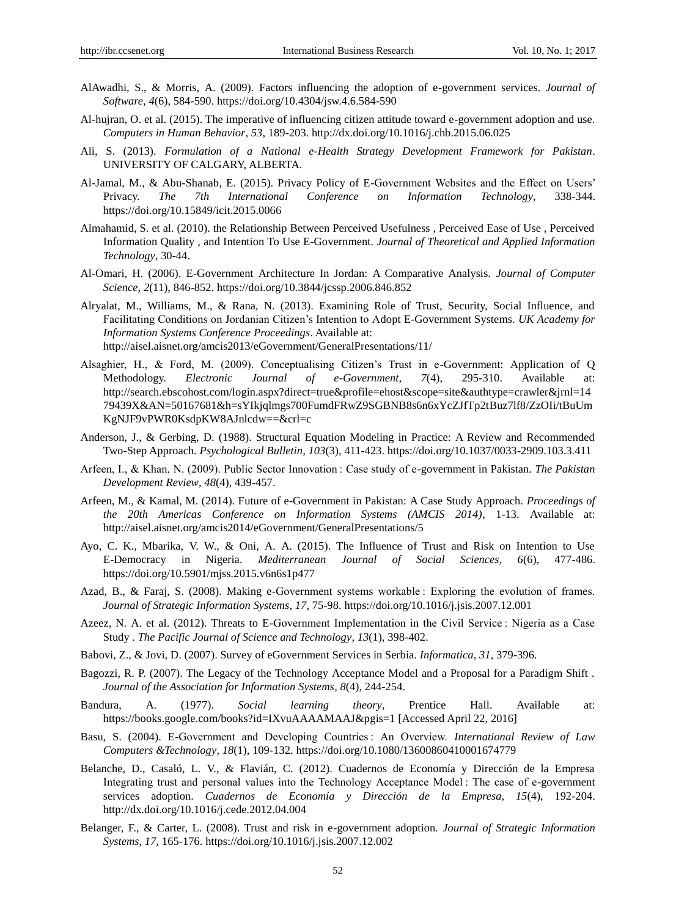AlAwadhi, S., & Morris, A. (2009). Factors influencing the adoption of e-government services. *Journal of Software, 4*(6), 584-590. https://doi.org/10.4304/jsw.4.6.584-590

Al-hujran, O. et al. (2015). The imperative of influencing citizen attitude toward e-government adoption and use. *Computers in Human Behavior, 53*, 189-203. http://dx.doi.org/10.1016/j.chb.2015.06.025

Ali, S. (2013). *Formulation of a National e-Health Strategy Development Framework for Pakistan*. UNIVERSITY OF CALGARY, ALBERTA.

Al-Jamal, M., & Abu-Shanab, E. (2015). Privacy Policy of E-Government Websites and the Effect on Users' Privacy. *The 7th International Conference on Information Technology*, 338-344. https://doi.org/10.15849/icit.2015.0066

Almahamid, S. et al. (2010). the Relationship Between Perceived Usefulness , Perceived Ease of Use , Perceived Information Quality , and Intention To Use E-Government. *Journal of Theoretical and Applied Information Technology*, 30-44.

Al-Omari, H. (2006). E-Government Architecture In Jordan: A Comparative Analysis. *Journal of Computer Science, 2*(11), 846-852. https://doi.org/10.3844/jcssp.2006.846.852

Alryalat, M., Williams, M., & Rana, N. (2013). Examining Role of Trust, Security, Social Influence, and Facilitating Conditions on Jordanian Citizen's Intention to Adopt E-Government Systems. *UK Academy for Information Systems Conference Proceedings*. Available at: http://aisel.aisnet.org/amcis2013/eGovernment/GeneralPresentations/11/

Alsaghier, H., & Ford, M. (2009). Conceptualising Citizen's Trust in e-Government: Application of Q Methodology. *Electronic Journal of e-Government, 7*(4), 295-310. Available at: http://search.ebscohost.com/login.aspx?direct=true&profile=ehost&scope=site&authtype=crawler&jrnl=1479439X&AN=50167681&h=sYIkjqlmgs700FumdFRwZ9SGBNB8s6n6xYcZJfTp2tBuz7lf8/ZzOIi/tBuUmKgNJF9vPWR0KsdpKW8AJnlcdw==&crl=c

Anderson, J., & Gerbing, D. (1988). Structural Equation Modeling in Practice: A Review and Recommended Two-Step Approach. *Psychological Bulletin, 103*(3), 411-423. https://doi.org/10.1037/0033-2909.103.3.411

Arfeen, I., & Khan, N. (2009). Public Sector Innovation : Case study of e-government in Pakistan. *The Pakistan Development Review, 48*(4), 439-457.

Arfeen, M., & Kamal, M. (2014). Future of e-Government in Pakistan: A Case Study Approach. *Proceedings of the 20th Americas Conference on Information Systems (AMCIS 2014)*, 1-13. Available at: http://aisel.aisnet.org/amcis2014/eGovernment/GeneralPresentations/5

Ayo, C. K., Mbarika, V. W., & Oni, A. A. (2015). The Influence of Trust and Risk on Intention to Use E-Democracy in Nigeria. *Mediterranean Journal of Social Sciences, 6*(6), 477-486. https://doi.org/10.5901/mjss.2015.v6n6s1p477

Azad, B., & Faraj, S. (2008). Making e-Government systems workable : Exploring the evolution of frames. *Journal of Strategic Information Systems, 17*, 75-98. https://doi.org/10.1016/j.jsis.2007.12.001

Azeez, N. A. et al. (2012). Threats to E-Government Implementation in the Civil Service : Nigeria as a Case Study . *The Pacific Journal of Science and Technology, 13*(1), 398-402.

Babovi, Z., & Jovi, D. (2007). Survey of eGovernment Services in Serbia. *Informatica, 31*, 379-396.

Bagozzi, R. P. (2007). The Legacy of the Technology Acceptance Model and a Proposal for a Paradigm Shift . *Journal of the Association for Information Systems, 8*(4), 244-254.

Bandura, A. (1977). *Social learning theory*, Prentice Hall. Available at: https://books.google.com/books?id=IXvuAAAAMAAJ&pgis=1 [Accessed April 22, 2016]

Basu, S. (2004). E-Government and Developing Countries : An Overview. *International Review of Law Computers &Technology, 18*(1), 109-132. https://doi.org/10.1080/13600860410001674779

Belanche, D., Casaló, L. V., & Flavián, C. (2012). Cuadernos de Economía y Dirección de la Empresa Integrating trust and personal values into the Technology Acceptance Model : The case of e-government services adoption. *Cuadernos de Economía y Dirección de la Empresa, 15*(4), 192-204. http://dx.doi.org/10.1016/j.cede.2012.04.004

Belanger, F., & Carter, L. (2008). Trust and risk in e-government adoption. *Journal of Strategic Information Systems, 17*, 165-176. https://doi.org/10.1016/j.jsis.2007.12.002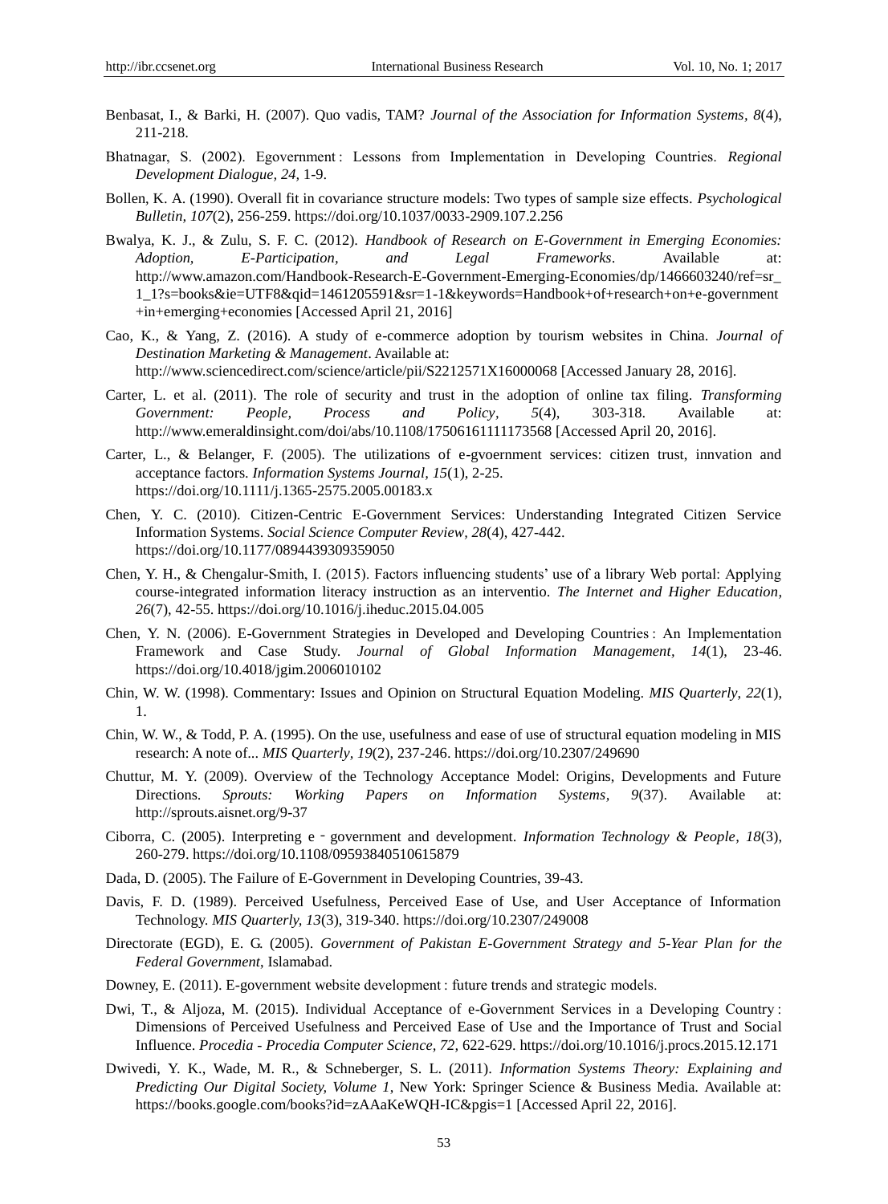Benbasat, I., & Barki, H. (2007). Quo vadis, TAM? *Journal of the Association for Information Systems, 8*(4), 211-218.

Bhatnagar, S. (2002). Egovernment : Lessons from Implementation in Developing Countries. *Regional Development Dialogue, 24,* 1-9.

Bollen, K. A. (1990). Overall fit in covariance structure models: Two types of sample size effects. *Psychological Bulletin, 107*(2), 256-259. https://doi.org/10.1037/0033-2909.107.2.256

Bwalya, K. J., & Zulu, S. F. C. (2012). *Handbook of Research on E-Government in Emerging Economies: Adoption, E-Participation, and Legal Frameworks*. Available at: http://www.amazon.com/Handbook-Research-E-Government-Emerging-Economies/dp/1466603240/ref=sr_1_1?s=books&ie=UTF8&qid=1461205591&sr=1-1&keywords=Handbook+of+research+on+e-government+in+emerging+economies [Accessed April 21, 2016]

Cao, K., & Yang, Z. (2016). A study of e-commerce adoption by tourism websites in China. *Journal of Destination Marketing & Management*. Available at: http://www.sciencedirect.com/science/article/pii/S2212571X16000068 [Accessed January 28, 2016].

Carter, L. et al. (2011). The role of security and trust in the adoption of online tax filing. *Transforming Government: People, Process and Policy, 5*(4), 303-318. Available at: http://www.emeraldinsight.com/doi/abs/10.1108/17506161111173568 [Accessed April 20, 2016].

Carter, L., & Belanger, F. (2005). The utilizations of e-gvoernment services: citizen trust, innvation and acceptance factors. *Information Systems Journal, 15*(1), 2-25. https://doi.org/10.1111/j.1365-2575.2005.00183.x

Chen, Y. C. (2010). Citizen-Centric E-Government Services: Understanding Integrated Citizen Service Information Systems. *Social Science Computer Review, 28*(4), 427-442. https://doi.org/10.1177/0894439309359050

Chen, Y. H., & Chengalur-Smith, I. (2015). Factors influencing students' use of a library Web portal: Applying course-integrated information literacy instruction as an interventio. *The Internet and Higher Education, 26*(7), 42-55. https://doi.org/10.1016/j.iheduc.2015.04.005

Chen, Y. N. (2006). E-Government Strategies in Developed and Developing Countries : An Implementation Framework and Case Study. *Journal of Global Information Management, 14*(1), 23-46. https://doi.org/10.4018/jgim.2006010102

Chin, W. W. (1998). Commentary: Issues and Opinion on Structural Equation Modeling. *MIS Quarterly, 22*(1), 1.

Chin, W. W., & Todd, P. A. (1995). On the use, usefulness and ease of use of structural equation modeling in MIS research: A note of... *MIS Quarterly, 19*(2), 237-246. https://doi.org/10.2307/249690

Chuttur, M. Y. (2009). Overview of the Technology Acceptance Model: Origins, Developments and Future Directions. *Sprouts: Working Papers on Information Systems, 9*(37). Available at: http://sprouts.aisnet.org/9-37

Ciborra, C. (2005). Interpreting e‐government and development. *Information Technology & People, 18*(3), 260-279. https://doi.org/10.1108/09593840510615879

Dada, D. (2005). The Failure of E-Government in Developing Countries, 39-43.

Davis, F. D. (1989). Perceived Usefulness, Perceived Ease of Use, and User Acceptance of Information Technology. *MIS Quarterly, 13*(3), 319-340. https://doi.org/10.2307/249008

Directorate (EGD), E. G. (2005). *Government of Pakistan E-Government Strategy and 5-Year Plan for the Federal Government*, Islamabad.

Downey, E. (2011). E-government website development : future trends and strategic models.

Dwi, T., & Aljoza, M. (2015). Individual Acceptance of e-Government Services in a Developing Country : Dimensions of Perceived Usefulness and Perceived Ease of Use and the Importance of Trust and Social Influence. *Procedia - Procedia Computer Science, 72,* 622-629. https://doi.org/10.1016/j.procs.2015.12.171

Dwivedi, Y. K., Wade, M. R., & Schneberger, S. L. (2011). *Information Systems Theory: Explaining and Predicting Our Digital Society, Volume 1*, New York: Springer Science & Business Media. Available at: https://books.google.com/books?id=zAAaKeWQH-IC&pgis=1 [Accessed April 22, 2016].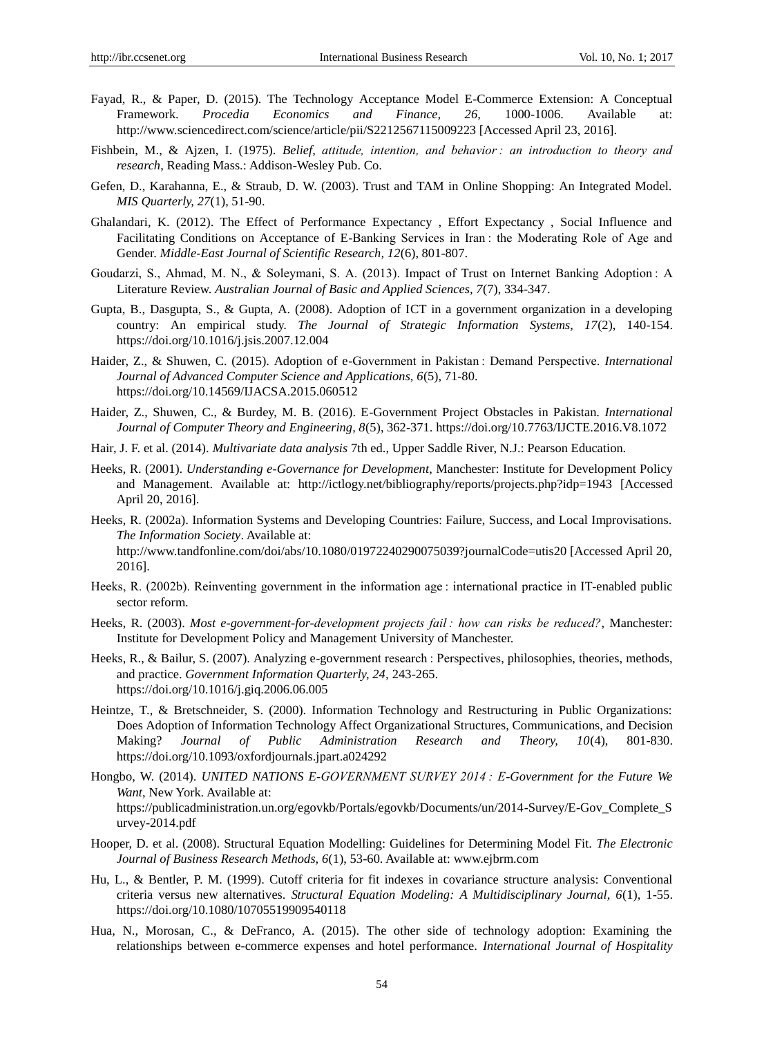Fayad, R., & Paper, D. (2015). The Technology Acceptance Model E-Commerce Extension: A Conceptual Framework. *Procedia Economics and Finance, 26*, 1000-1006. Available at: http://www.sciencedirect.com/science/article/pii/S2212567115009223 [Accessed April 23, 2016].

Fishbein, M., & Ajzen, I. (1975). *Belief, attitude, intention, and behavior : an introduction to theory and research*, Reading Mass.: Addison-Wesley Pub. Co.

Gefen, D., Karahanna, E., & Straub, D. W. (2003). Trust and TAM in Online Shopping: An Integrated Model. *MIS Quarterly, 27*(1), 51-90.

Ghalandari, K. (2012). The Effect of Performance Expectancy , Effort Expectancy , Social Influence and Facilitating Conditions on Acceptance of E-Banking Services in Iran : the Moderating Role of Age and Gender. *Middle-East Journal of Scientific Research, 12*(6), 801-807.

Goudarzi, S., Ahmad, M. N., & Soleymani, S. A. (2013). Impact of Trust on Internet Banking Adoption : A Literature Review. *Australian Journal of Basic and Applied Sciences, 7*(7), 334-347.

Gupta, B., Dasgupta, S., & Gupta, A. (2008). Adoption of ICT in a government organization in a developing country: An empirical study. *The Journal of Strategic Information Systems, 17*(2), 140-154. https://doi.org/10.1016/j.jsis.2007.12.004

Haider, Z., & Shuwen, C. (2015). Adoption of e-Government in Pakistan : Demand Perspective. *International Journal of Advanced Computer Science and Applications, 6*(5), 71-80. https://doi.org/10.14569/IJACSA.2015.060512

Haider, Z., Shuwen, C., & Burdey, M. B. (2016). E-Government Project Obstacles in Pakistan. *International Journal of Computer Theory and Engineering, 8*(5), 362-371. https://doi.org/10.7763/IJCTE.2016.V8.1072

Hair, J. F. et al. (2014). *Multivariate data analysis* 7th ed., Upper Saddle River, N.J.: Pearson Education.

Heeks, R. (2001). *Understanding e-Governance for Development*, Manchester: Institute for Development Policy and Management. Available at: http://ictlogy.net/bibliography/reports/projects.php?idp=1943 [Accessed April 20, 2016].

Heeks, R. (2002a). Information Systems and Developing Countries: Failure, Success, and Local Improvisations. *The Information Society*. Available at: http://www.tandfonline.com/doi/abs/10.1080/01972240290075039?journalCode=utis20 [Accessed April 20, 2016].

Heeks, R. (2002b). Reinventing government in the information age : international practice in IT-enabled public sector reform.

Heeks, R. (2003). *Most e-government-for-development projects fail : how can risks be reduced?*, Manchester: Institute for Development Policy and Management University of Manchester.

Heeks, R., & Bailur, S. (2007). Analyzing e-government research : Perspectives, philosophies, theories, methods, and practice. *Government Information Quarterly, 24,* 243-265. https://doi.org/10.1016/j.giq.2006.06.005

Heintze, T., & Bretschneider, S. (2000). Information Technology and Restructuring in Public Organizations: Does Adoption of Information Technology Affect Organizational Structures, Communications, and Decision Making? *Journal of Public Administration Research and Theory, 10*(4), 801-830. https://doi.org/10.1093/oxfordjournals.jpart.a024292

Hongbo, W. (2014). *UNITED NATIONS E-GOVERNMENT SURVEY 2014 : E-Government for the Future We Want*, New York. Available at: https://publicadministration.un.org/egovkb/Portals/egovkb/Documents/un/2014-Survey/E-Gov_Complete_Survey-2014.pdf

Hooper, D. et al. (2008). Structural Equation Modelling: Guidelines for Determining Model Fit. *The Electronic Journal of Business Research Methods, 6*(1), 53-60. Available at: www.ejbrm.com

Hu, L., & Bentler, P. M. (1999). Cutoff criteria for fit indexes in covariance structure analysis: Conventional criteria versus new alternatives. *Structural Equation Modeling: A Multidisciplinary Journal, 6*(1), 1-55. https://doi.org/10.1080/10705519909540118

Hua, N., Morosan, C., & DeFranco, A. (2015). The other side of technology adoption: Examining the relationships between e-commerce expenses and hotel performance. *International Journal of Hospitality*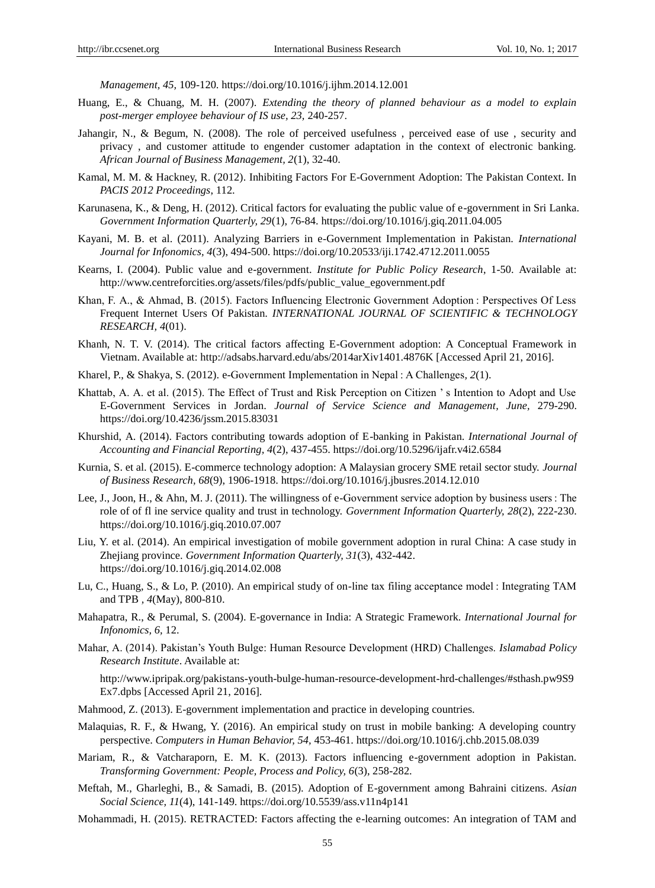*Management, 45,* 109-120. https://doi.org/10.1016/j.ijhm.2014.12.001

Huang, E., & Chuang, M. H. (2007). *Extending the theory of planned behaviour as a model to explain post-merger employee behaviour of IS use, 23,* 240-257.

Jahangir, N., & Begum, N. (2008). The role of perceived usefulness , perceived ease of use , security and privacy , and customer attitude to engender customer adaptation in the context of electronic banking. *African Journal of Business Management, 2*(1), 32-40.

Kamal, M. M. & Hackney, R. (2012). Inhibiting Factors For E-Government Adoption: The Pakistan Context. In *PACIS 2012 Proceedings*, 112.

Karunasena, K., & Deng, H. (2012). Critical factors for evaluating the public value of e-government in Sri Lanka. *Government Information Quarterly, 29*(1), 76-84. https://doi.org/10.1016/j.giq.2011.04.005

Kayani, M. B. et al. (2011). Analyzing Barriers in e-Government Implementation in Pakistan. *International Journal for Infonomics, 4*(3), 494-500. https://doi.org/10.20533/iji.1742.4712.2011.0055

Kearns, I. (2004). Public value and e-government. *Institute for Public Policy Research*, 1-50. Available at: http://www.centreforcities.org/assets/files/pdfs/public_value_egovernment.pdf

Khan, F. A., & Ahmad, B. (2015). Factors Influencing Electronic Government Adoption : Perspectives Of Less Frequent Internet Users Of Pakistan. *INTERNATIONAL JOURNAL OF SCIENTIFIC & TECHNOLOGY RESEARCH, 4*(01).

Khanh, N. T. V. (2014). The critical factors affecting E-Government adoption: A Conceptual Framework in Vietnam. Available at: http://adsabs.harvard.edu/abs/2014arXiv1401.4876K [Accessed April 21, 2016].

Kharel, P., & Shakya, S. (2012). e-Government Implementation in Nepal : A Challenges, *2*(1).

Khattab, A. A. et al. (2015). The Effect of Trust and Risk Perception on Citizen ' s Intention to Adopt and Use E-Government Services in Jordan. *Journal of Service Science and Management, June,* 279-290. https://doi.org/10.4236/jssm.2015.83031

Khurshid, A. (2014). Factors contributing towards adoption of E-banking in Pakistan. *International Journal of Accounting and Financial Reporting, 4*(2), 437-455. https://doi.org/10.5296/ijafr.v4i2.6584

Kurnia, S. et al. (2015). E-commerce technology adoption: A Malaysian grocery SME retail sector study. *Journal of Business Research, 68*(9), 1906-1918. https://doi.org/10.1016/j.jbusres.2014.12.010

Lee, J., Joon, H., & Ahn, M. J. (2011). The willingness of e-Government service adoption by business users : The role of of fl ine service quality and trust in technology. *Government Information Quarterly, 28*(2), 222-230. https://doi.org/10.1016/j.giq.2010.07.007

Liu, Y. et al. (2014). An empirical investigation of mobile government adoption in rural China: A case study in Zhejiang province. *Government Information Quarterly, 31*(3), 432-442. https://doi.org/10.1016/j.giq.2014.02.008

Lu, C., Huang, S., & Lo, P. (2010). An empirical study of on-line tax filing acceptance model : Integrating TAM and TPB , *4*(May), 800-810.

Mahapatra, R., & Perumal, S. (2004). E-governance in India: A Strategic Framework. *International Journal for Infonomics, 6,* 12.

Mahar, A. (2014). Pakistan's Youth Bulge: Human Resource Development (HRD) Challenges. *Islamabad Policy Research Institute*. Available at:

http://www.ipripak.org/pakistans-youth-bulge-human-resource-development-hrd-challenges/#sthash.pw9S9Ex7.dpbs [Accessed April 21, 2016].

Mahmood, Z. (2013). E-government implementation and practice in developing countries.

Malaquias, R. F., & Hwang, Y. (2016). An empirical study on trust in mobile banking: A developing country perspective. *Computers in Human Behavior, 54,* 453-461. https://doi.org/10.1016/j.chb.2015.08.039

Mariam, R., & Vatcharaporn, E. M. K. (2013). Factors influencing e-government adoption in Pakistan. *Transforming Government: People, Process and Policy, 6*(3), 258-282.

Meftah, M., Gharleghi, B., & Samadi, B. (2015). Adoption of E-government among Bahraini citizens. *Asian Social Science, 11*(4), 141-149. https://doi.org/10.5539/ass.v11n4p141

Mohammadi, H. (2015). RETRACTED: Factors affecting the e-learning outcomes: An integration of TAM and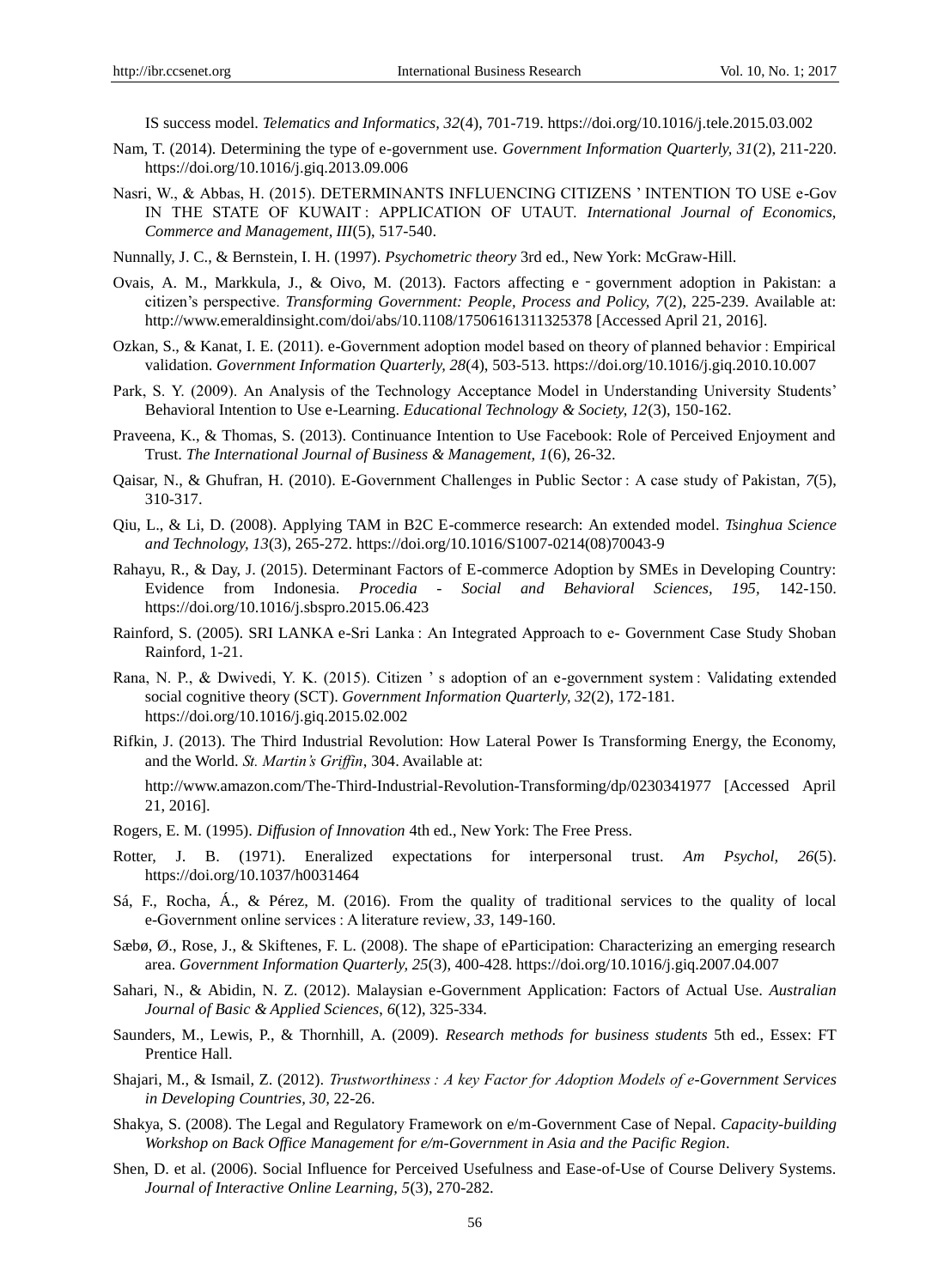IS success model. *Telematics and Informatics, 32*(4), 701-719. https://doi.org/10.1016/j.tele.2015.03.002

Nam, T. (2014). Determining the type of e-government use. *Government Information Quarterly, 31*(2), 211-220. https://doi.org/10.1016/j.giq.2013.09.006

Nasri, W., & Abbas, H. (2015). DETERMINANTS INFLUENCING CITIZENS ' INTENTION TO USE e-Gov IN THE STATE OF KUWAIT : APPLICATION OF UTAUT. *International Journal of Economics, Commerce and Management, III*(5), 517-540.

Nunnally, J. C., & Bernstein, I. H. (1997). *Psychometric theory* 3rd ed., New York: McGraw-Hill.

Ovais, A. M., Markkula, J., & Oivo, M. (2013). Factors affecting e‐government adoption in Pakistan: a citizen's perspective. *Transforming Government: People, Process and Policy, 7*(2), 225-239. Available at: http://www.emeraldinsight.com/doi/abs/10.1108/17506161311325378 [Accessed April 21, 2016].

Ozkan, S., & Kanat, I. E. (2011). e-Government adoption model based on theory of planned behavior : Empirical validation. *Government Information Quarterly, 28*(4), 503-513. https://doi.org/10.1016/j.giq.2010.10.007

Park, S. Y. (2009). An Analysis of the Technology Acceptance Model in Understanding University Students' Behavioral Intention to Use e-Learning. *Educational Technology & Society, 12*(3), 150-162.

Praveena, K., & Thomas, S. (2013). Continuance Intention to Use Facebook: Role of Perceived Enjoyment and Trust. *The International Journal of Business & Management, 1*(6), 26-32.

Qaisar, N., & Ghufran, H. (2010). E-Government Challenges in Public Sector : A case study of Pakistan, *7*(5), 310-317.

Qiu, L., & Li, D. (2008). Applying TAM in B2C E-commerce research: An extended model. *Tsinghua Science and Technology, 13*(3), 265-272. https://doi.org/10.1016/S1007-0214(08)70043-9

Rahayu, R., & Day, J. (2015). Determinant Factors of E-commerce Adoption by SMEs in Developing Country: Evidence from Indonesia. *Procedia - Social and Behavioral Sciences, 195,* 142-150. https://doi.org/10.1016/j.sbspro.2015.06.423

Rainford, S. (2005). SRI LANKA e-Sri Lanka : An Integrated Approach to e- Government Case Study Shoban Rainford, 1-21.

Rana, N. P., & Dwivedi, Y. K. (2015). Citizen ' s adoption of an e-government system : Validating extended social cognitive theory (SCT). *Government Information Quarterly, 32*(2), 172-181. https://doi.org/10.1016/j.giq.2015.02.002

Rifkin, J. (2013). The Third Industrial Revolution: How Lateral Power Is Transforming Energy, the Economy, and the World. *St. Martin's Griffin*, 304. Available at:

http://www.amazon.com/The-Third-Industrial-Revolution-Transforming/dp/0230341977 [Accessed April 21, 2016].

Rogers, E. M. (1995). *Diffusion of Innovation* 4th ed., New York: The Free Press.

Rotter, J. B. (1971). Eneralized expectations for interpersonal trust. *Am Psychol, 26*(5). https://doi.org/10.1037/h0031464

Sá, F., Rocha, Á., & Pérez, M. (2016). From the quality of traditional services to the quality of local e-Government online services : A literature review, *33,* 149-160.

Sæbø, Ø., Rose, J., & Skiftenes, F. L. (2008). The shape of eParticipation: Characterizing an emerging research area. *Government Information Quarterly, 25*(3), 400-428. https://doi.org/10.1016/j.giq.2007.04.007

Sahari, N., & Abidin, N. Z. (2012). Malaysian e-Government Application: Factors of Actual Use. *Australian Journal of Basic & Applied Sciences, 6*(12), 325-334.

Saunders, M., Lewis, P., & Thornhill, A. (2009). *Research methods for business students* 5th ed., Essex: FT Prentice Hall.

Shajari, M., & Ismail, Z. (2012). *Trustworthiness : A key Factor for Adoption Models of e-Government Services in Developing Countries, 30,* 22-26.

Shakya, S. (2008). The Legal and Regulatory Framework on e/m-Government Case of Nepal. *Capacity-building Workshop on Back Office Management for e/m-Government in Asia and the Pacific Region*.

Shen, D. et al. (2006). Social Influence for Perceived Usefulness and Ease-of-Use of Course Delivery Systems. *Journal of Interactive Online Learning, 5*(3), 270-282.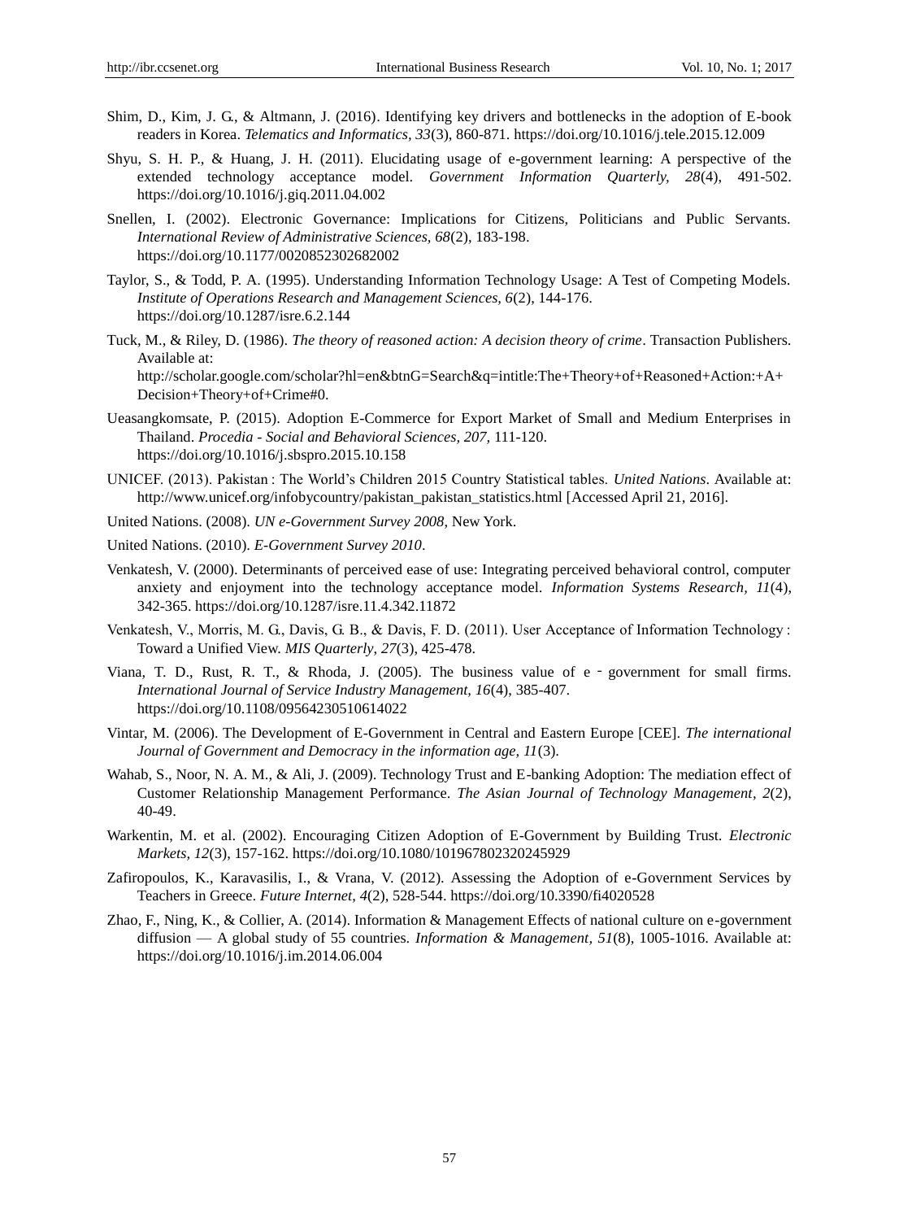Shim, D., Kim, J. G., & Altmann, J. (2016). Identifying key drivers and bottlenecks in the adoption of E-book readers in Korea. *Telematics and Informatics, 33*(3), 860-871. https://doi.org/10.1016/j.tele.2015.12.009

Shyu, S. H. P., & Huang, J. H. (2011). Elucidating usage of e-government learning: A perspective of the extended technology acceptance model. *Government Information Quarterly, 28*(4), 491-502. https://doi.org/10.1016/j.giq.2011.04.002

Snellen, I. (2002). Electronic Governance: Implications for Citizens, Politicians and Public Servants. *International Review of Administrative Sciences, 68*(2), 183-198. https://doi.org/10.1177/0020852302682002

Taylor, S., & Todd, P. A. (1995). Understanding Information Technology Usage: A Test of Competing Models. *Institute of Operations Research and Management Sciences, 6*(2), 144-176. https://doi.org/10.1287/isre.6.2.144

Tuck, M., & Riley, D. (1986). *The theory of reasoned action: A decision theory of crime*. Transaction Publishers. Available at: http://scholar.google.com/scholar?hl=en&btnG=Search&q=intitle:The+Theory+of+Reasoned+Action:+A+Decision+Theory+of+Crime#0.

Ueasangkomsate, P. (2015). Adoption E-Commerce for Export Market of Small and Medium Enterprises in Thailand. *Procedia - Social and Behavioral Sciences, 207*, 111-120. https://doi.org/10.1016/j.sbspro.2015.10.158

UNICEF. (2013). Pakistan : The World's Children 2015 Country Statistical tables. *United Nations*. Available at: http://www.unicef.org/infobycountry/pakistan_pakistan_statistics.html [Accessed April 21, 2016].

United Nations. (2008). *UN e-Government Survey 2008*, New York.

United Nations. (2010). *E-Government Survey 2010*.

Venkatesh, V. (2000). Determinants of perceived ease of use: Integrating perceived behavioral control, computer anxiety and enjoyment into the technology acceptance model. *Information Systems Research, 11*(4), 342-365. https://doi.org/10.1287/isre.11.4.342.11872

Venkatesh, V., Morris, M. G., Davis, G. B., & Davis, F. D. (2011). User Acceptance of Information Technology : Toward a Unified View. *MIS Quarterly, 27*(3), 425-478.

Viana, T. D., Rust, R. T., & Rhoda, J. (2005). The business value of e‐government for small firms. *International Journal of Service Industry Management, 16*(4), 385-407. https://doi.org/10.1108/09564230510614022

Vintar, M. (2006). The Development of E-Government in Central and Eastern Europe [CEE]. *The international Journal of Government and Democracy in the information age, 11*(3).

Wahab, S., Noor, N. A. M., & Ali, J. (2009). Technology Trust and E-banking Adoption: The mediation effect of Customer Relationship Management Performance. *The Asian Journal of Technology Management, 2*(2), 40-49.

Warkentin, M. et al. (2002). Encouraging Citizen Adoption of E-Government by Building Trust. *Electronic Markets, 12*(3), 157-162. https://doi.org/10.1080/101967802320245929

Zafiropoulos, K., Karavasilis, I., & Vrana, V. (2012). Assessing the Adoption of e-Government Services by Teachers in Greece. *Future Internet, 4*(2), 528-544. https://doi.org/10.3390/fi4020528

Zhao, F., Ning, K., & Collier, A. (2014). Information & Management Effects of national culture on e-government diffusion — A global study of 55 countries. *Information & Management, 51*(8), 1005-1016. Available at: https://doi.org/10.1016/j.im.2014.06.004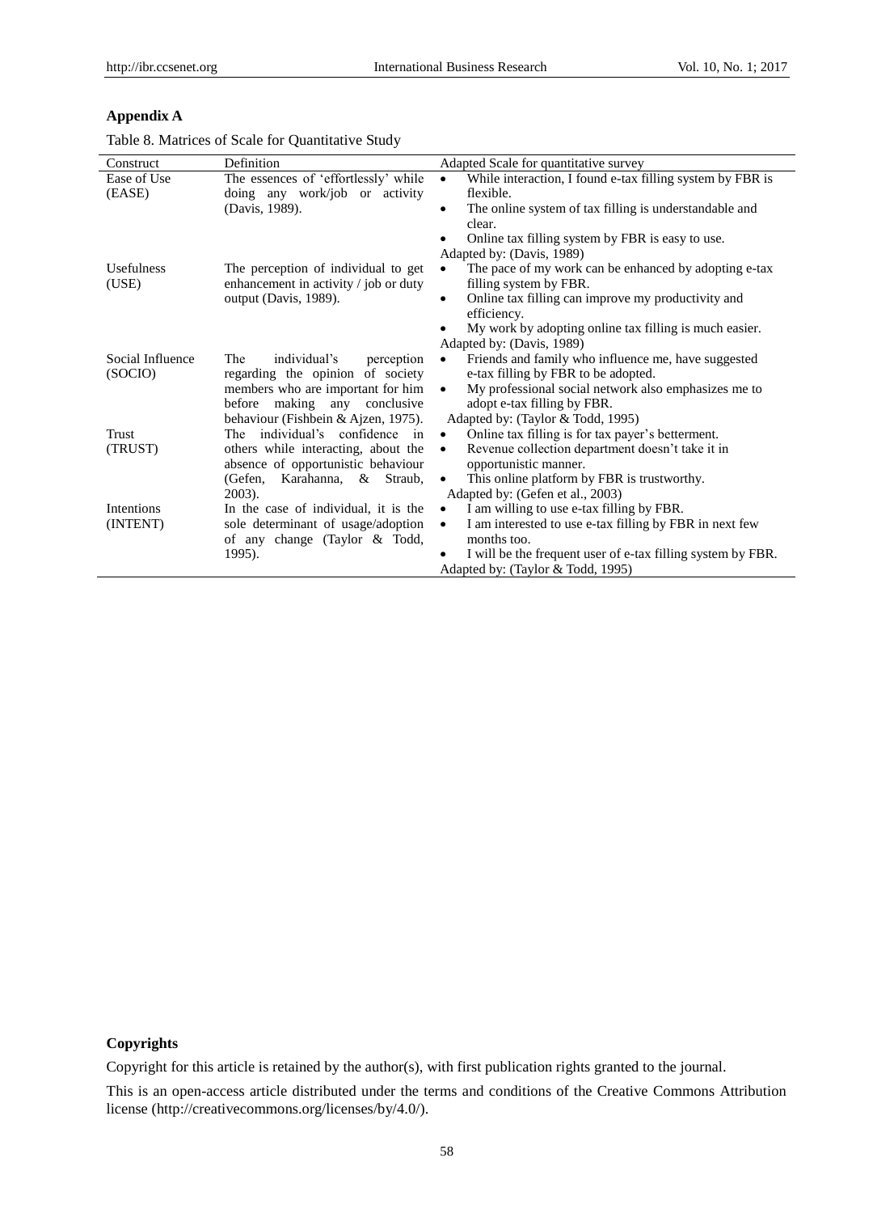## Appendix A

Table 8. Matrices of Scale for Quantitative Study

| Construct | Definition | Adapted Scale for quantitative survey |
|---|---|---|
| Ease of Use (EASE) | The essences of 'effortlessly' while doing any work/job or activity (Davis, 1989). | • While interaction, I found e-tax filling system by FBR is flexible. <br> • The online system of tax filling is understandable and clear. <br> • Online tax filling system by FBR is easy to use. <br> Adapted by: (Davis, 1989) |
| Usefulness (USE) | The perception of individual to get enhancement in activity / job or duty output (Davis, 1989). | • The pace of my work can be enhanced by adopting e-tax filling system by FBR. <br> • Online tax filling can improve my productivity and efficiency. <br> • My work by adopting online tax filling is much easier. <br> Adapted by: (Davis, 1989) |
| Social Influence (SOCIO) | The individual's perception regarding the opinion of society members who are important for him before making any conclusive behaviour (Fishbein & Ajzen, 1975). | • Friends and family who influence me, have suggested e-tax filling by FBR to be adopted. <br> • My professional social network also emphasizes me to adopt e-tax filling by FBR. <br> Adapted by: (Taylor & Todd, 1995) |
| Trust (TRUST) | The individual's confidence in others while interacting, about the absence of opportunistic behaviour (Gefen, Karahanna, & Straub, 2003). | • Online tax filling is for tax payer's betterment. <br> • Revenue collection department doesn't take it in opportunistic manner. <br> • This online platform by FBR is trustworthy. <br> Adapted by: (Gefen et al., 2003) |
| Intentions (INTENT) | In the case of individual, it is the sole determinant of usage/adoption of any change (Taylor & Todd, 1995). | • I am willing to use e-tax filling by FBR. <br> • I am interested to use e-tax filling by FBR in next few months too. <br> • I will be the frequent user of e-tax filling system by FBR. <br> Adapted by: (Taylor & Todd, 1995) |

## Copyrights

Copyright for this article is retained by the author(s), with first publication rights granted to the journal.

This is an open-access article distributed under the terms and conditions of the Creative Commons Attribution license (http://creativecommons.org/licenses/by/4.0/).